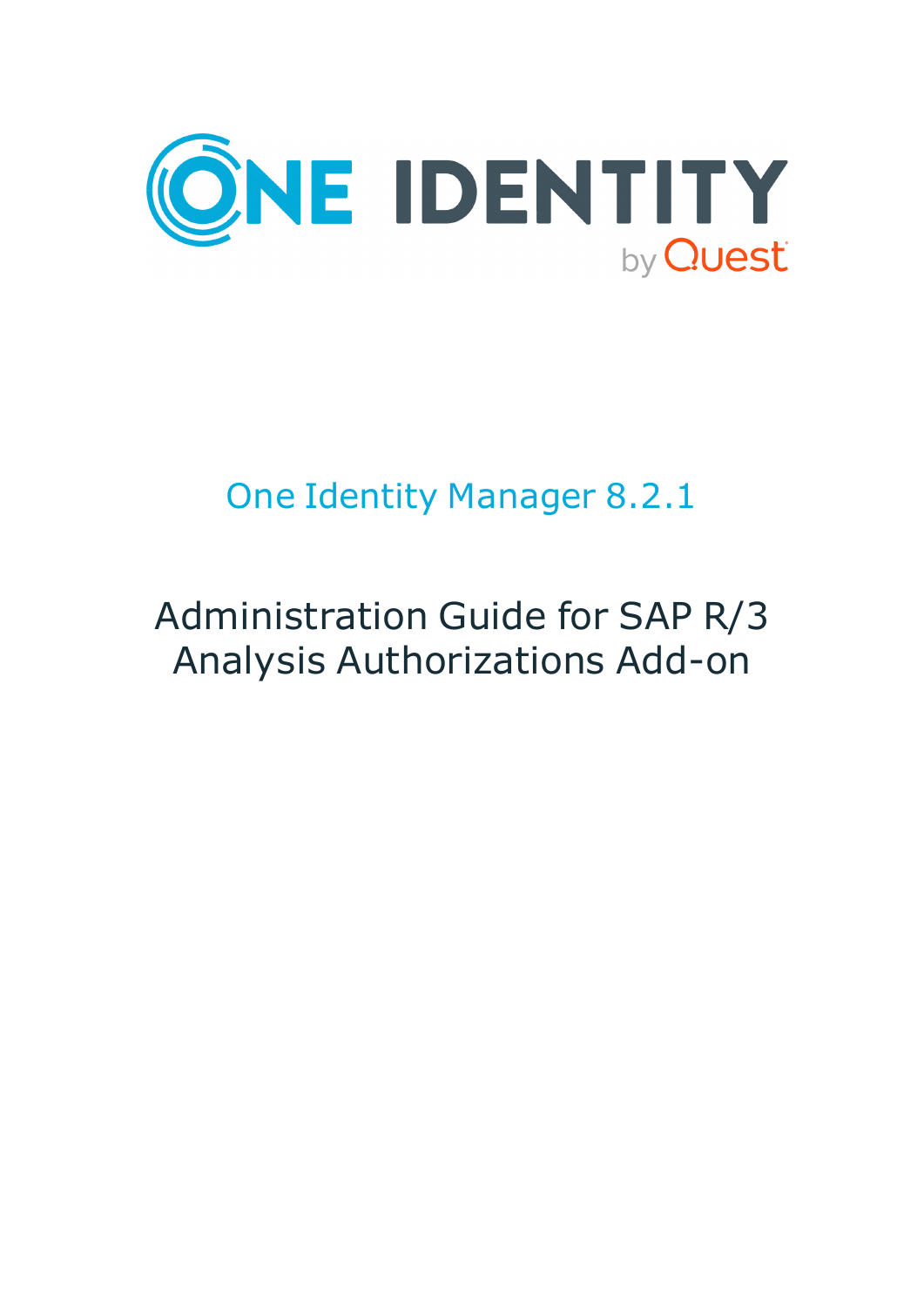ONE IDENTITY by Quest

# One Identity Manager 8.2.1

# Administration Guide for SAP R/3 Analysis Authorizations Add-on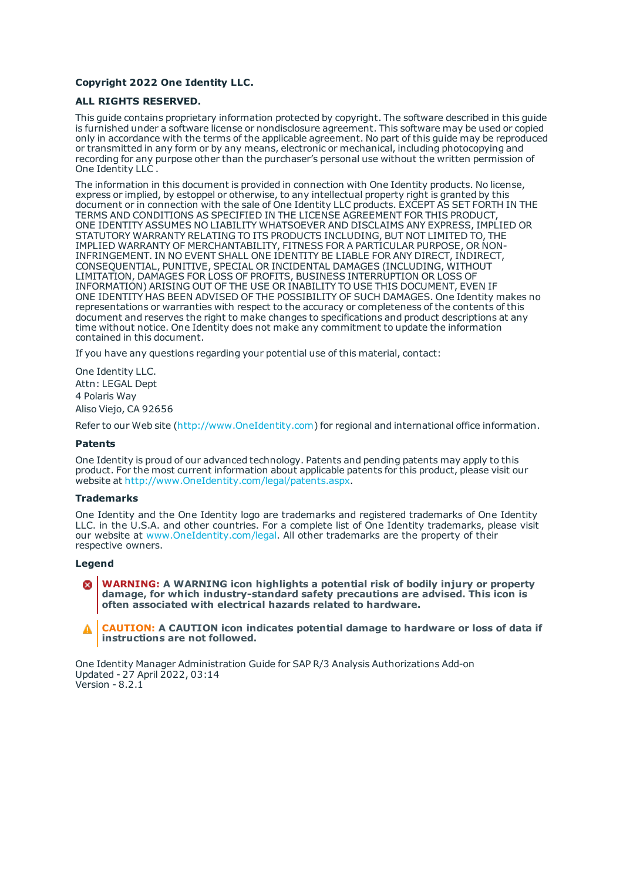**Copyright 2022 One Identity LLC.**

**ALL RIGHTS RESERVED.**

This guide contains proprietary information protected by copyright. The software described in this guide is furnished under a software license or nondisclosure agreement. This software may be used or copied only in accordance with the terms of the applicable agreement. No part of this guide may be reproduced or transmitted in any form or by any means, electronic or mechanical, including photocopying and recording for any purpose other than the purchaser's personal use without the written permission of One Identity LLC .

The information in this document is provided in connection with One Identity products. No license, express or implied, by estoppel or otherwise, to any intellectual property right is granted by this document or in connection with the sale of One Identity LLC products. EXCEPT AS SET FORTH IN THE TERMS AND CONDITIONS AS SPECIFIED IN THE LICENSE AGREEMENT FOR THIS PRODUCT, ONE IDENTITY ASSUMES NO LIABILITY WHATSOEVER AND DISCLAIMS ANY EXPRESS, IMPLIED OR STATUTORY WARRANTY RELATING TO ITS PRODUCTS INCLUDING, BUT NOT LIMITED TO, THE IMPLIED WARRANTY OF MERCHANTABILITY, FITNESS FOR A PARTICULAR PURPOSE, OR NON-INFRINGEMENT. IN NO EVENT SHALL ONE IDENTITY BE LIABLE FOR ANY DIRECT, INDIRECT, CONSEQUENTIAL, PUNITIVE, SPECIAL OR INCIDENTAL DAMAGES (INCLUDING, WITHOUT LIMITATION, DAMAGES FOR LOSS OF PROFITS, BUSINESS INTERRUPTION OR LOSS OF INFORMATION) ARISING OUT OF THE USE OR INABILITY TO USE THIS DOCUMENT, EVEN IF ONE IDENTITY HAS BEEN ADVISED OF THE POSSIBILITY OF SUCH DAMAGES. One Identity makes no representations or warranties with respect to the accuracy or completeness of the contents of this document and reserves the right to make changes to specifications and product descriptions at any time without notice. One Identity does not make any commitment to update the information contained in this document.

If you have any questions regarding your potential use of this material, contact:

One Identity LLC.
Attn: LEGAL Dept
4 Polaris Way
Aliso Viejo, CA 92656

Refer to our Web site (http://www.OneIdentity.com) for regional and international office information.

### Patents

One Identity is proud of our advanced technology. Patents and pending patents may apply to this product. For the most current information about applicable patents for this product, please visit our website at http://www.OneIdentity.com/legal/patents.aspx.

### Trademarks

One Identity and the One Identity logo are trademarks and registered trademarks of One Identity LLC. in the U.S.A. and other countries. For a complete list of One Identity trademarks, please visit our website at www.OneIdentity.com/legal. All other trademarks are the property of their respective owners.

### Legend

**WARNING: A WARNING icon highlights a potential risk of bodily injury or property damage, for which industry-standard safety precautions are advised. This icon is often associated with electrical hazards related to hardware.**

**CAUTION: A CAUTION icon indicates potential damage to hardware or loss of data if instructions are not followed.**

One Identity Manager Administration Guide for SAP R/3 Analysis Authorizations Add-on
Updated - 27 April 2022, 03:14
Version - 8.2.1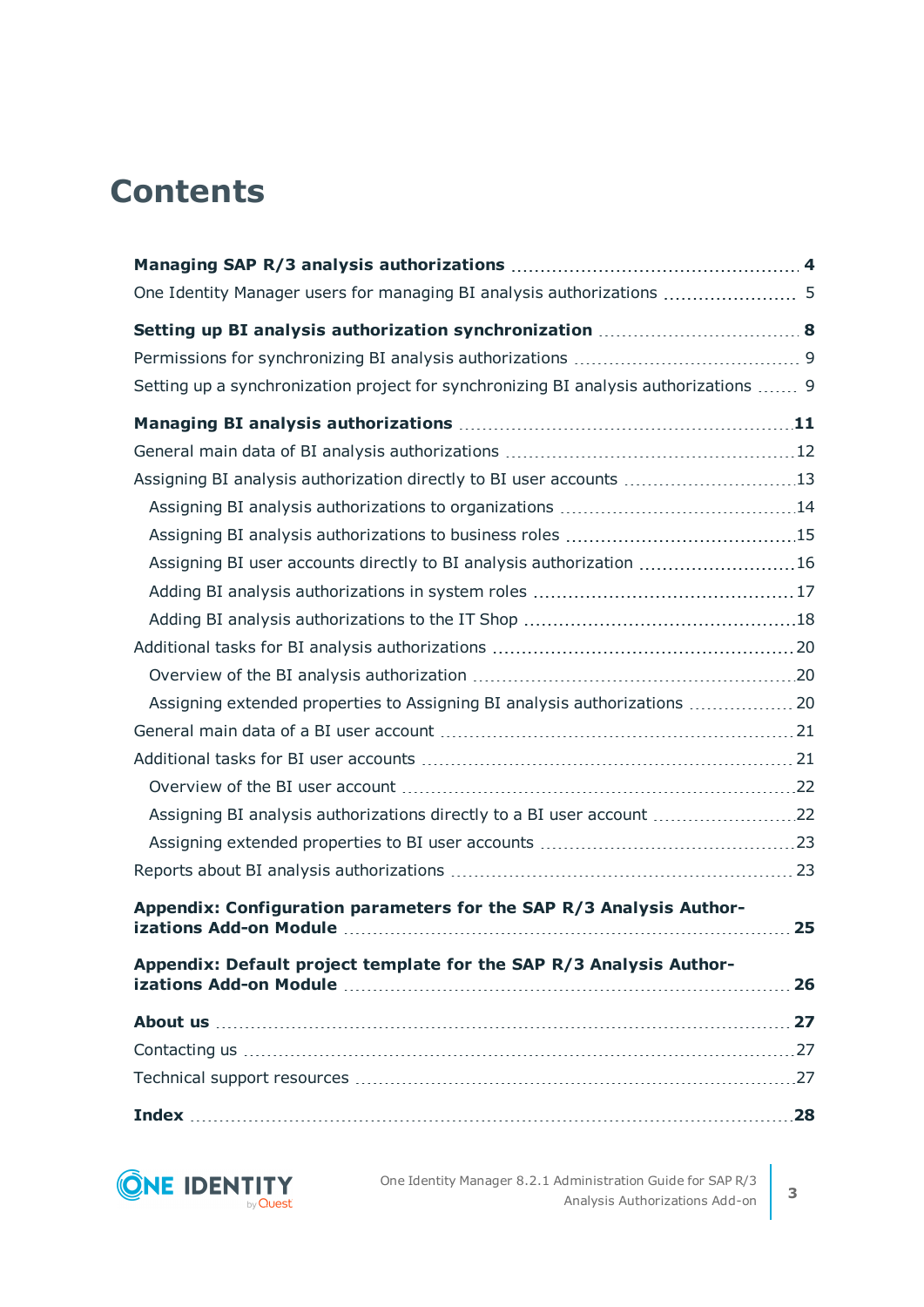# Contents

**Managing SAP R/3 analysis authorizations** 4

One Identity Manager users for managing BI analysis authorizations 5

**Setting up BI analysis authorization synchronization** 8

Permissions for synchronizing BI analysis authorizations 9

Setting up a synchronization project for synchronizing BI analysis authorizations 9

**Managing BI analysis authorizations** 11

General main data of BI analysis authorizations 12

Assigning BI analysis authorization directly to BI user accounts 13

- Assigning BI analysis authorizations to organizations 14
- Assigning BI analysis authorizations to business roles 15
- Assigning BI user accounts directly to BI analysis authorization 16
- Adding BI analysis authorizations in system roles 17
- Adding BI analysis authorizations to the IT Shop 18

Additional tasks for BI analysis authorizations 20

- Overview of the BI analysis authorization 20
- Assigning extended properties to Assigning BI analysis authorizations 20

General main data of a BI user account 21

Additional tasks for BI user accounts 21

- Overview of the BI user account 22
- Assigning BI analysis authorizations directly to a BI user account 22
- Assigning extended properties to BI user accounts 23

Reports about BI analysis authorizations 23

**Appendix: Configuration parameters for the SAP R/3 Analysis Authorizations Add-on Module** 25

**Appendix: Default project template for the SAP R/3 Analysis Authorizations Add-on Module** 26

**About us** 27

Contacting us 27

Technical support resources 27

**Index** 28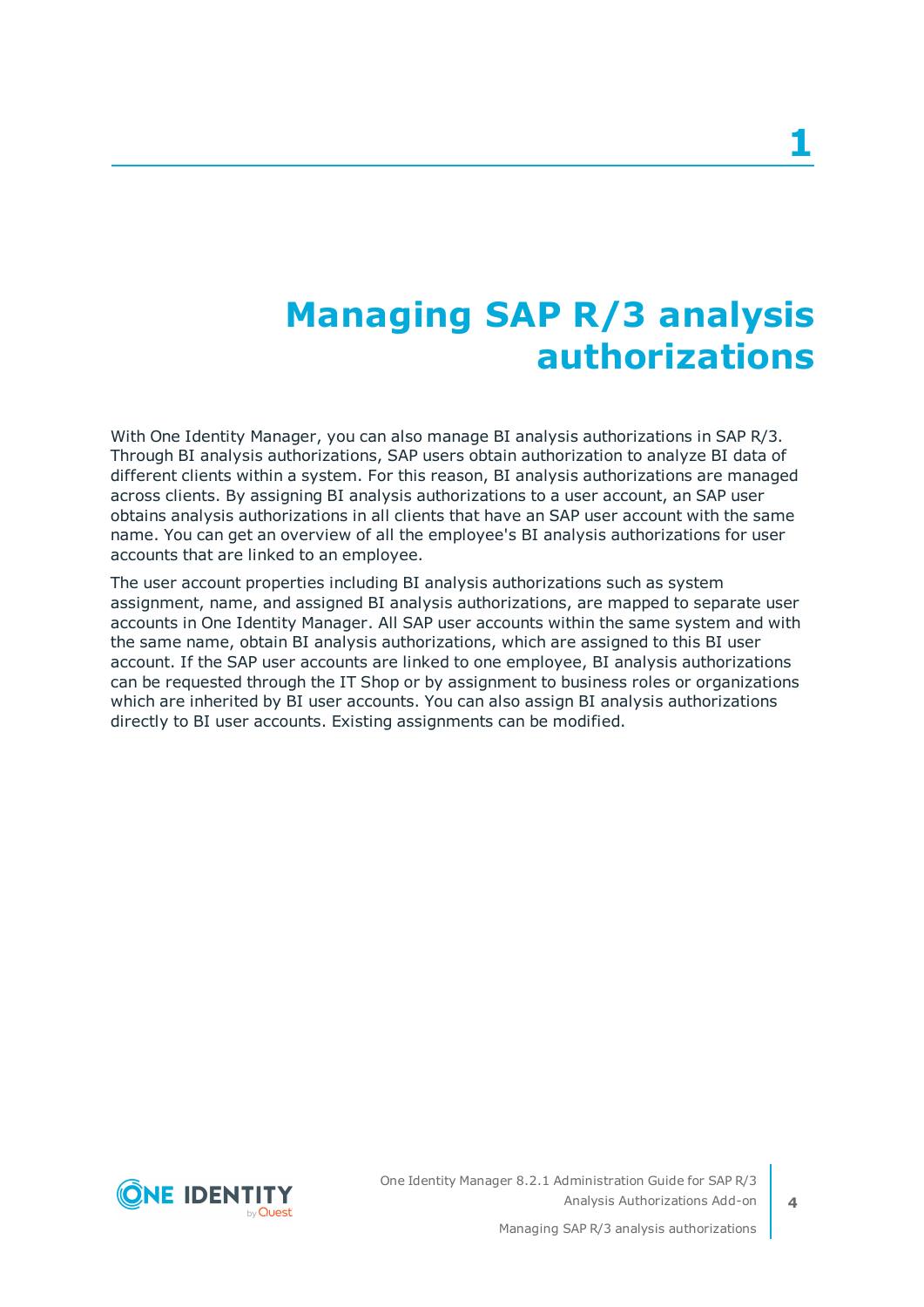# 1 Managing SAP R/3 analysis authorizations

With One Identity Manager, you can also manage BI analysis authorizations in SAP R/3. Through BI analysis authorizations, SAP users obtain authorization to analyze BI data of different clients within a system. For this reason, BI analysis authorizations are managed across clients. By assigning BI analysis authorizations to a user account, an SAP user obtains analysis authorizations in all clients that have an SAP user account with the same name. You can get an overview of all the employee's BI analysis authorizations for user accounts that are linked to an employee.

The user account properties including BI analysis authorizations such as system assignment, name, and assigned BI analysis authorizations, are mapped to separate user accounts in One Identity Manager. All SAP user accounts within the same system and with the same name, obtain BI analysis authorizations, which are assigned to this BI user account. If the SAP user accounts are linked to one employee, BI analysis authorizations can be requested through the IT Shop or by assignment to business roles or organizations which are inherited by BI user accounts. You can also assign BI analysis authorizations directly to BI user accounts. Existing assignments can be modified.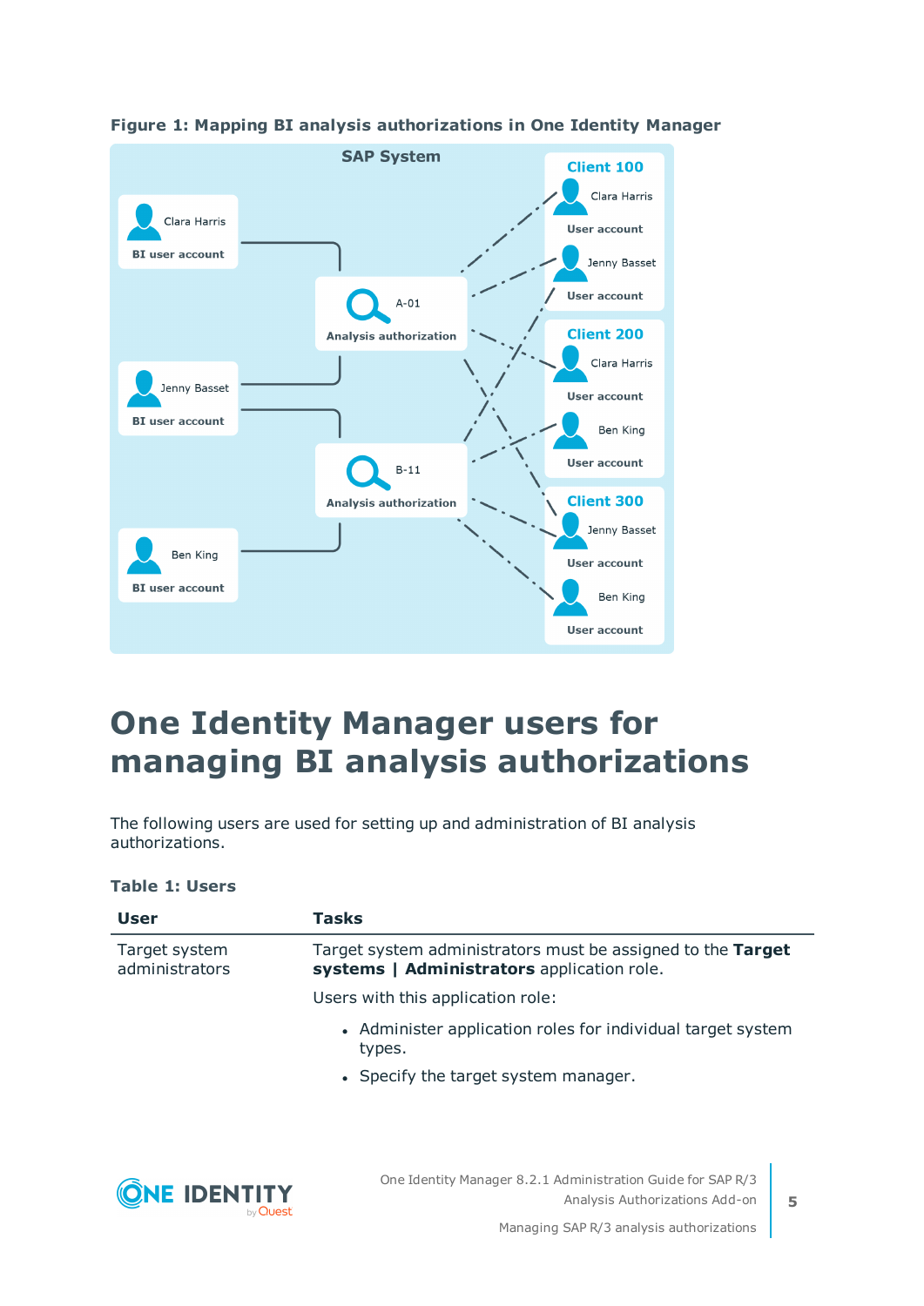**Figure 1: Mapping BI analysis authorizations in One Identity Manager**

# One Identity Manager users for managing BI analysis authorizations

The following users are used for setting up and administration of BI analysis authorizations.

**Table 1: Users**

| User | Tasks |
|---|---|
| Target system administrators | Target system administrators must be assigned to the **Target systems \| Administrators** application role.<br><br>Users with this application role:<br><br>• Administer application roles for individual target system types.<br>• Specify the target system manager. |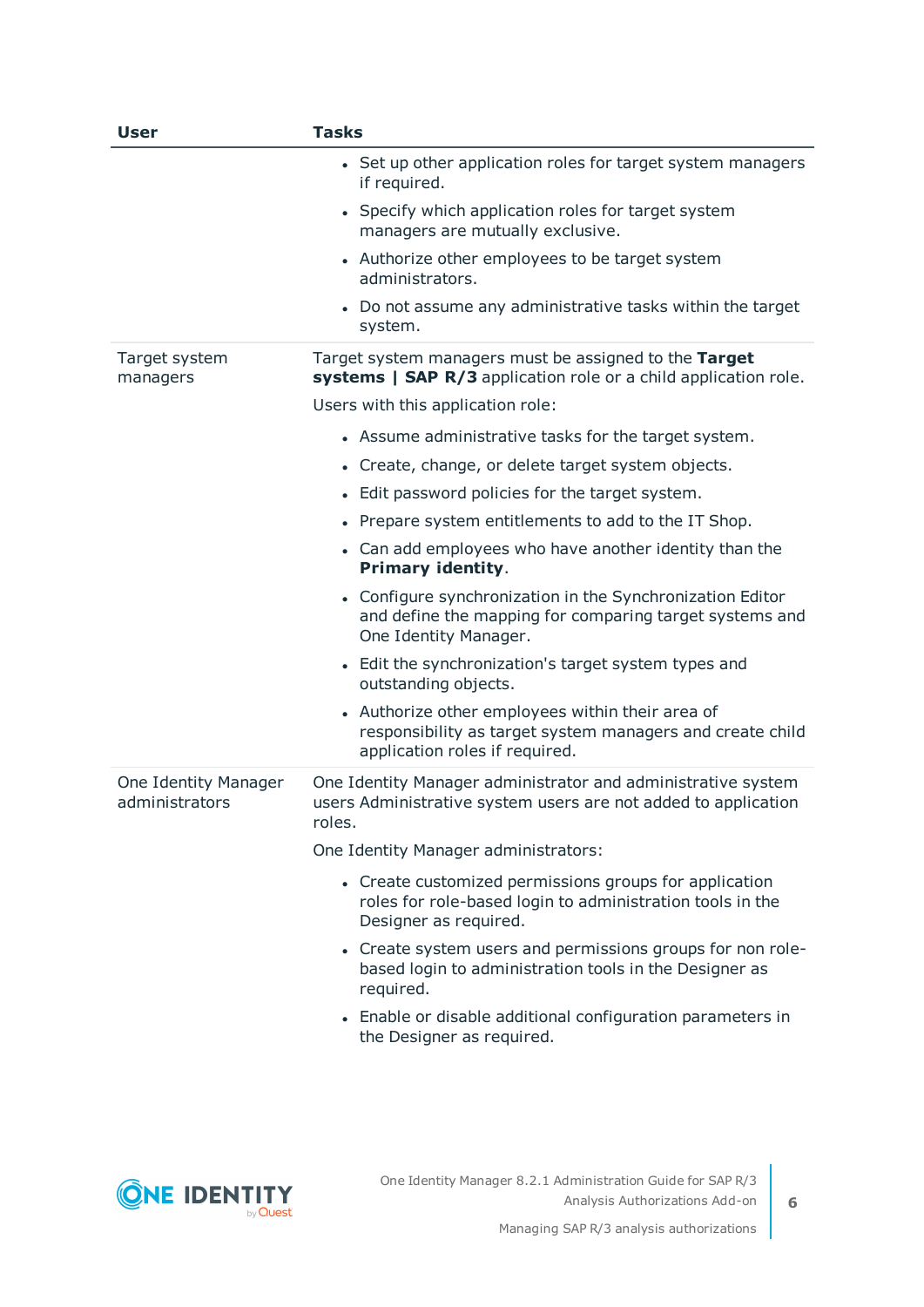| User | Tasks |
|---|---|
| | • Set up other application roles for target system managers if required.<br>• Specify which application roles for target system managers are mutually exclusive.<br>• Authorize other employees to be target system administrators.<br>• Do not assume any administrative tasks within the target system. |
| Target system managers | Target system managers must be assigned to the **Target systems \| SAP R/3** application role or a child application role.<br><br>Users with this application role:<br><br>• Assume administrative tasks for the target system.<br>• Create, change, or delete target system objects.<br>• Edit password policies for the target system.<br>• Prepare system entitlements to add to the IT Shop.<br>• Can add employees who have another identity than the **Primary identity**.<br>• Configure synchronization in the Synchronization Editor and define the mapping for comparing target systems and One Identity Manager.<br>• Edit the synchronization's target system types and outstanding objects.<br>• Authorize other employees within their area of responsibility as target system managers and create child application roles if required. |
| One Identity Manager administrators | One Identity Manager administrator and administrative system users Administrative system users are not added to application roles.<br><br>One Identity Manager administrators:<br><br>• Create customized permissions groups for application roles for role-based login to administration tools in the Designer as required.<br>• Create system users and permissions groups for non role-based login to administration tools in the Designer as required.<br>• Enable or disable additional configuration parameters in the Designer as required. |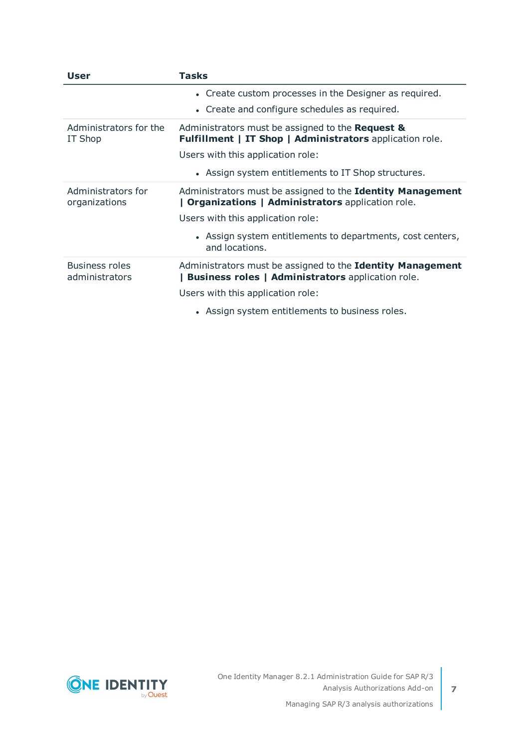| User | Tasks |
|---|---|
| | • Create custom processes in the Designer as required.<br>• Create and configure schedules as required. |
| Administrators for the IT Shop | Administrators must be assigned to the **Request & Fulfillment \| IT Shop \| Administrators** application role.<br>Users with this application role:<br>• Assign system entitlements to IT Shop structures. |
| Administrators for organizations | Administrators must be assigned to the **Identity Management \| Organizations \| Administrators** application role.<br>Users with this application role:<br>• Assign system entitlements to departments, cost centers, and locations. |
| Business roles administrators | Administrators must be assigned to the **Identity Management \| Business roles \| Administrators** application role.<br>Users with this application role:<br>• Assign system entitlements to business roles. |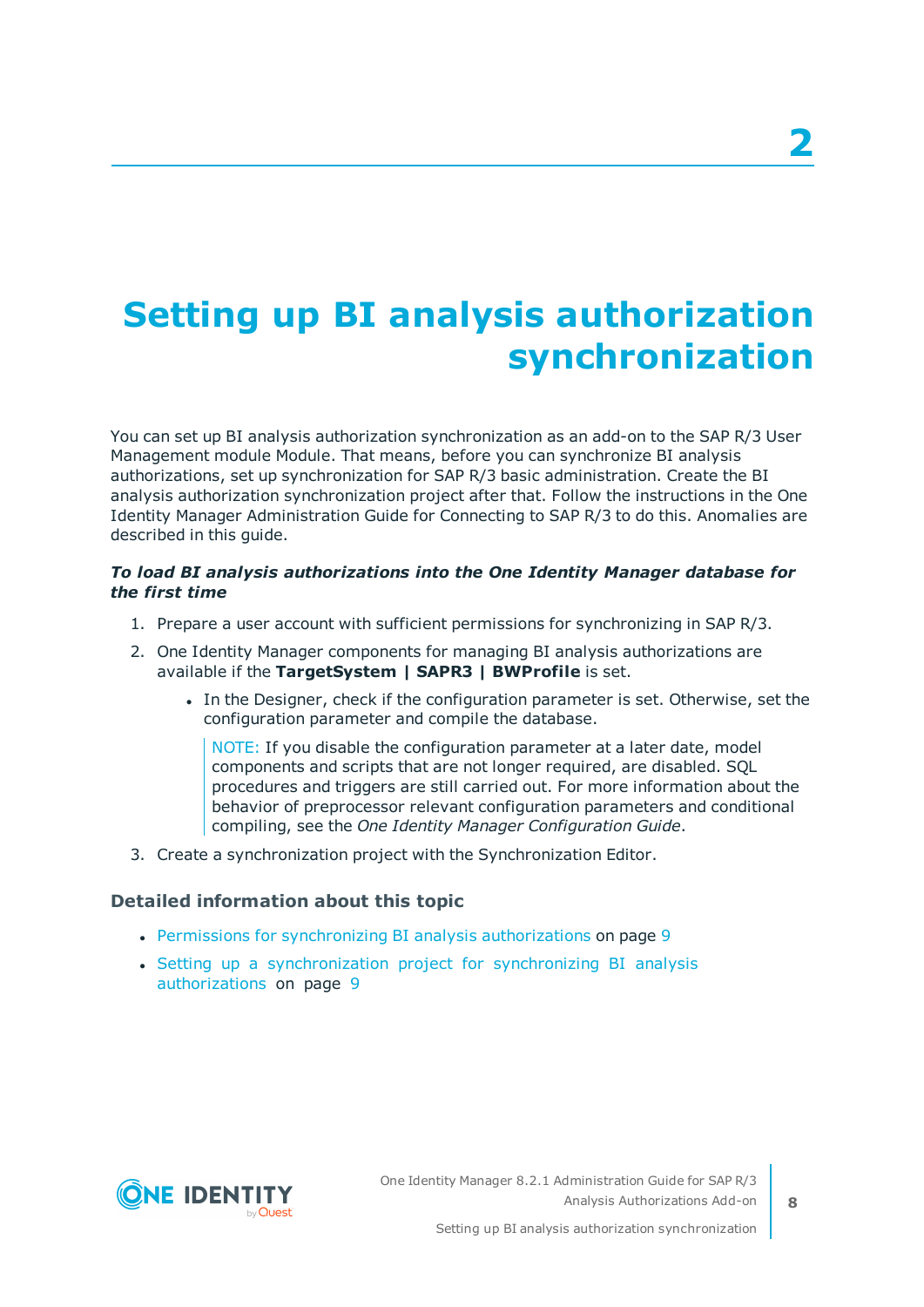# 2 Setting up BI analysis authorization synchronization

You can set up BI analysis authorization synchronization as an add-on to the SAP R/3 User Management module Module. That means, before you can synchronize BI analysis authorizations, set up synchronization for SAP R/3 basic administration. Create the BI analysis authorization synchronization project after that. Follow the instructions in the One Identity Manager Administration Guide for Connecting to SAP R/3 to do this. Anomalies are described in this guide.

***To load BI analysis authorizations into the One Identity Manager database for the first time***

1. Prepare a user account with sufficient permissions for synchronizing in SAP R/3.
2. One Identity Manager components for managing BI analysis authorizations are available if the **TargetSystem | SAPR3 | BWProfile** is set.
   - In the Designer, check if the configuration parameter is set. Otherwise, set the configuration parameter and compile the database.

     NOTE: If you disable the configuration parameter at a later date, model components and scripts that are not longer required, are disabled. SQL procedures and triggers are still carried out. For more information about the behavior of preprocessor relevant configuration parameters and conditional compiling, see the *One Identity Manager Configuration Guide*.
3. Create a synchronization project with the Synchronization Editor.

### Detailed information about this topic

- Permissions for synchronizing BI analysis authorizations on page 9
- Setting up a synchronization project for synchronizing BI analysis authorizations on page 9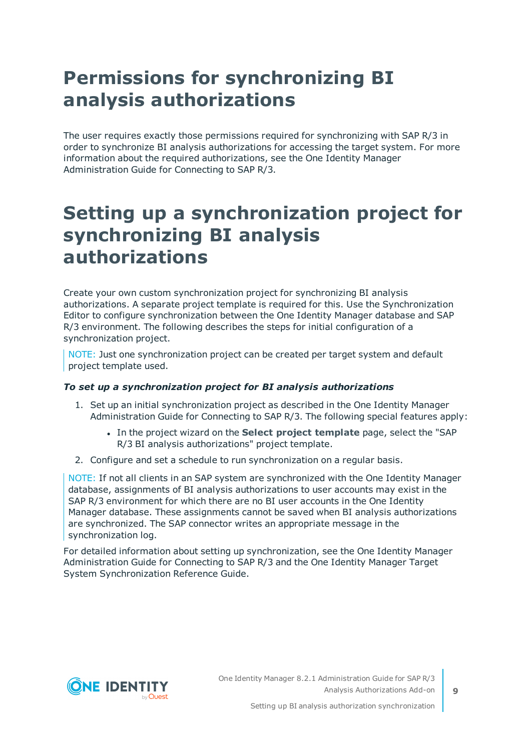# Permissions for synchronizing BI analysis authorizations

The user requires exactly those permissions required for synchronizing with SAP R/3 in order to synchronize BI analysis authorizations for accessing the target system. For more information about the required authorizations, see the One Identity Manager Administration Guide for Connecting to SAP R/3.

# Setting up a synchronization project for synchronizing BI analysis authorizations

Create your own custom synchronization project for synchronizing BI analysis authorizations. A separate project template is required for this. Use the Synchronization Editor to configure synchronization between the One Identity Manager database and SAP R/3 environment. The following describes the steps for initial configuration of a synchronization project.

> NOTE: Just one synchronization project can be created per target system and default project template used.

***To set up a synchronization project for BI analysis authorizations***

1. Set up an initial synchronization project as described in the One Identity Manager Administration Guide for Connecting to SAP R/3. The following special features apply:
   - In the project wizard on the **Select project template** page, select the "SAP R/3 BI analysis authorizations" project template.
2. Configure and set a schedule to run synchronization on a regular basis.

> NOTE: If not all clients in an SAP system are synchronized with the One Identity Manager database, assignments of BI analysis authorizations to user accounts may exist in the SAP R/3 environment for which there are no BI user accounts in the One Identity Manager database. These assignments cannot be saved when BI analysis authorizations are synchronized. The SAP connector writes an appropriate message in the synchronization log.

For detailed information about setting up synchronization, see the One Identity Manager Administration Guide for Connecting to SAP R/3 and the One Identity Manager Target System Synchronization Reference Guide.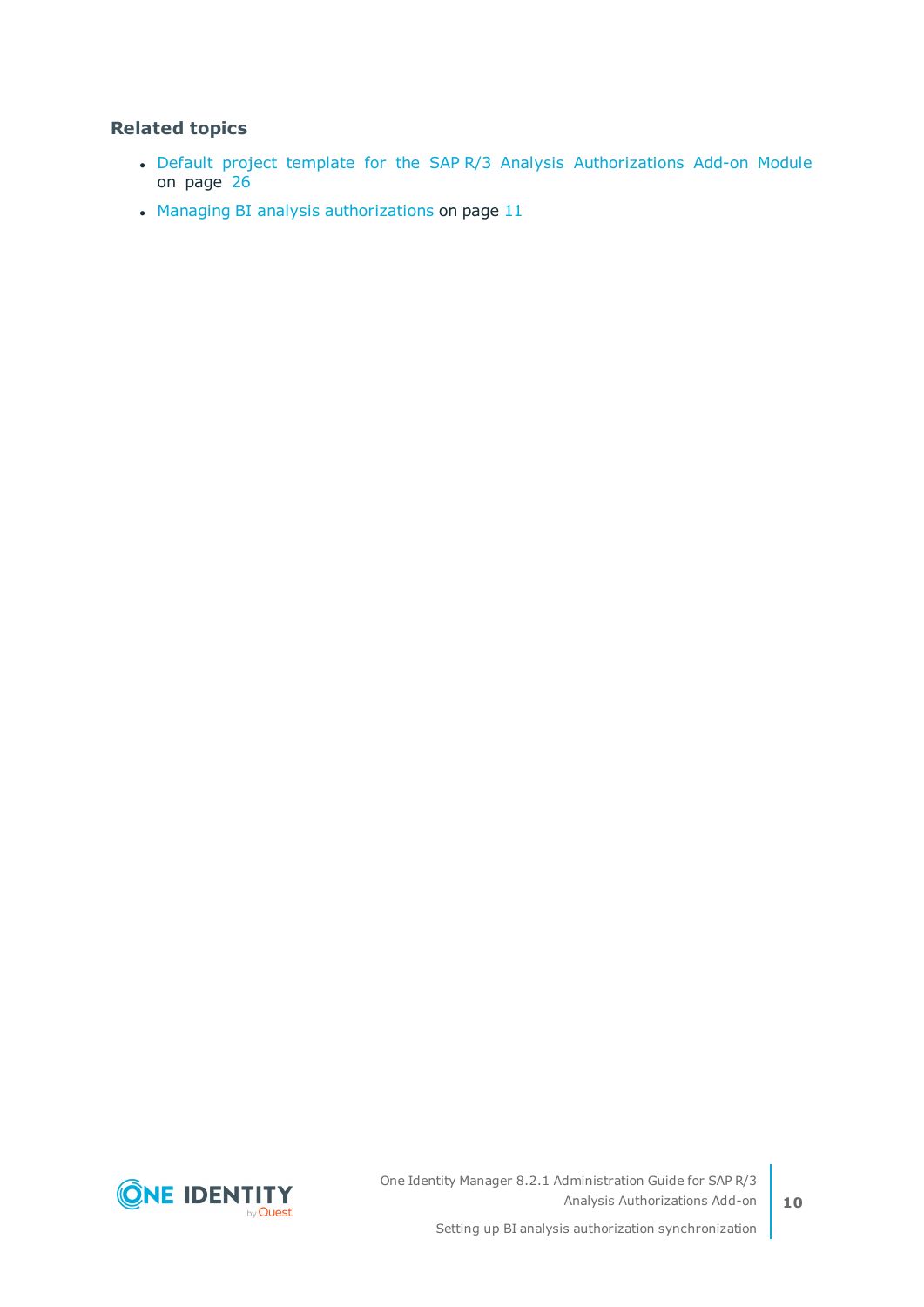### Related topics

- Default project template for the SAP R/3 Analysis Authorizations Add-on Module on page 26
- Managing BI analysis authorizations on page 11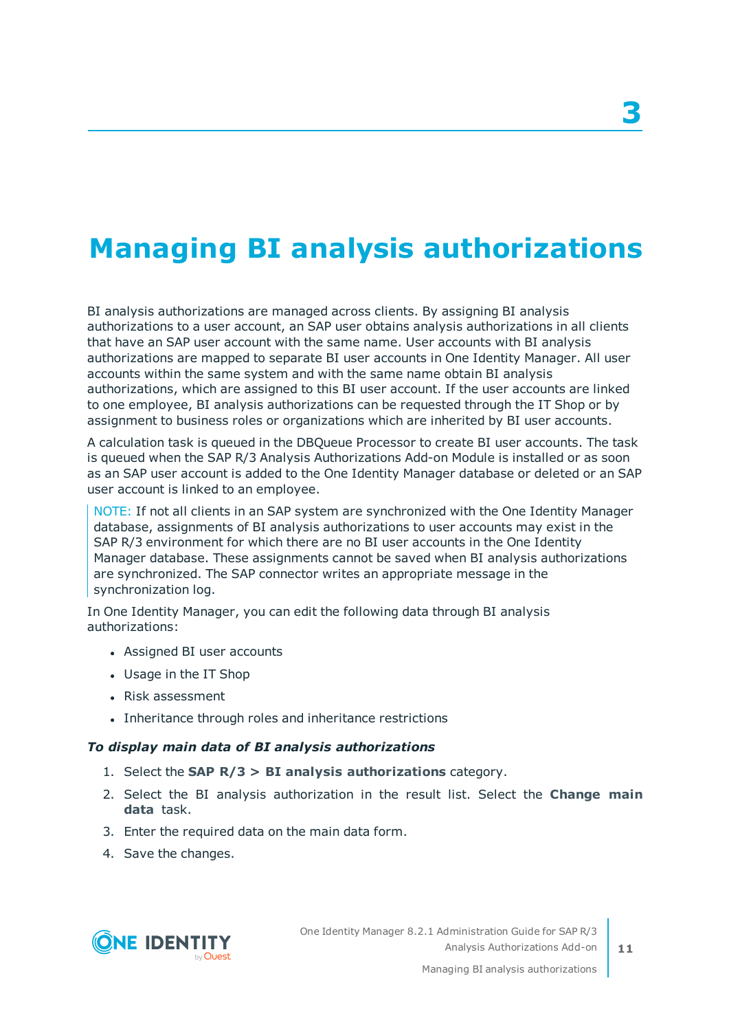# 3 Managing BI analysis authorizations

BI analysis authorizations are managed across clients. By assigning BI analysis authorizations to a user account, an SAP user obtains analysis authorizations in all clients that have an SAP user account with the same name. User accounts with BI analysis authorizations are mapped to separate BI user accounts in One Identity Manager. All user accounts within the same system and with the same name obtain BI analysis authorizations, which are assigned to this BI user account. If the user accounts are linked to one employee, BI analysis authorizations can be requested through the IT Shop or by assignment to business roles or organizations which are inherited by BI user accounts.

A calculation task is queued in the DBQueue Processor to create BI user accounts. The task is queued when the SAP R/3 Analysis Authorizations Add-on Module is installed or as soon as an SAP user account is added to the One Identity Manager database or deleted or an SAP user account is linked to an employee.

NOTE: If not all clients in an SAP system are synchronized with the One Identity Manager database, assignments of BI analysis authorizations to user accounts may exist in the SAP R/3 environment for which there are no BI user accounts in the One Identity Manager database. These assignments cannot be saved when BI analysis authorizations are synchronized. The SAP connector writes an appropriate message in the synchronization log.

In One Identity Manager, you can edit the following data through BI analysis authorizations:

- Assigned BI user accounts
- Usage in the IT Shop
- Risk assessment
- Inheritance through roles and inheritance restrictions

***To display main data of BI analysis authorizations***

1. Select the **SAP R/3 > BI analysis authorizations** category.
2. Select the BI analysis authorization in the result list. Select the **Change main data** task.
3. Enter the required data on the main data form.
4. Save the changes.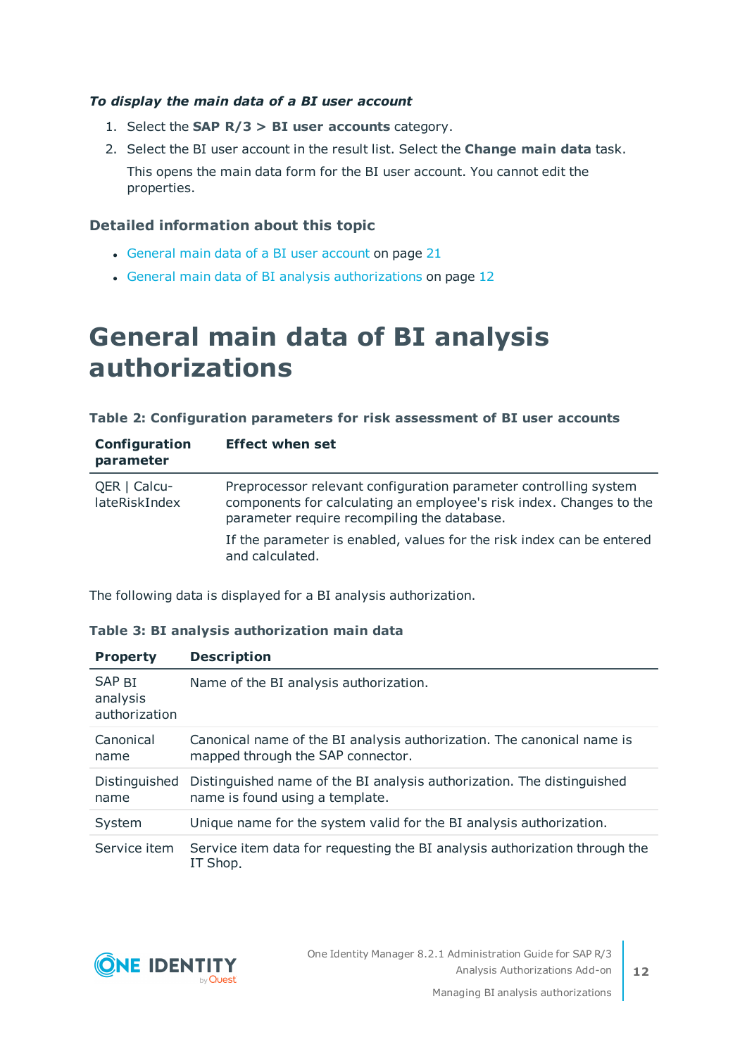***To display the main data of a BI user account***

1. Select the **SAP R/3 > BI user accounts** category.
2. Select the BI user account in the result list. Select the **Change main data** task.

   This opens the main data form for the BI user account. You cannot edit the properties.

### Detailed information about this topic

- General main data of a BI user account on page 21
- General main data of BI analysis authorizations on page 12

# General main data of BI analysis authorizations

**Table 2: Configuration parameters for risk assessment of BI user accounts**

| Configuration parameter | Effect when set |
|---|---|
| QER \| CalculateRiskIndex | Preprocessor relevant configuration parameter controlling system components for calculating an employee's risk index. Changes to the parameter require recompiling the database.<br><br>If the parameter is enabled, values for the risk index can be entered and calculated. |

The following data is displayed for a BI analysis authorization.

**Table 3: BI analysis authorization main data**

| Property | Description |
|---|---|
| SAP BI analysis authorization | Name of the BI analysis authorization. |
| Canonical name | Canonical name of the BI analysis authorization. The canonical name is mapped through the SAP connector. |
| Distinguished name | Distinguished name of the BI analysis authorization. The distinguished name is found using a template. |
| System | Unique name for the system valid for the BI analysis authorization. |
| Service item | Service item data for requesting the BI analysis authorization through the IT Shop. |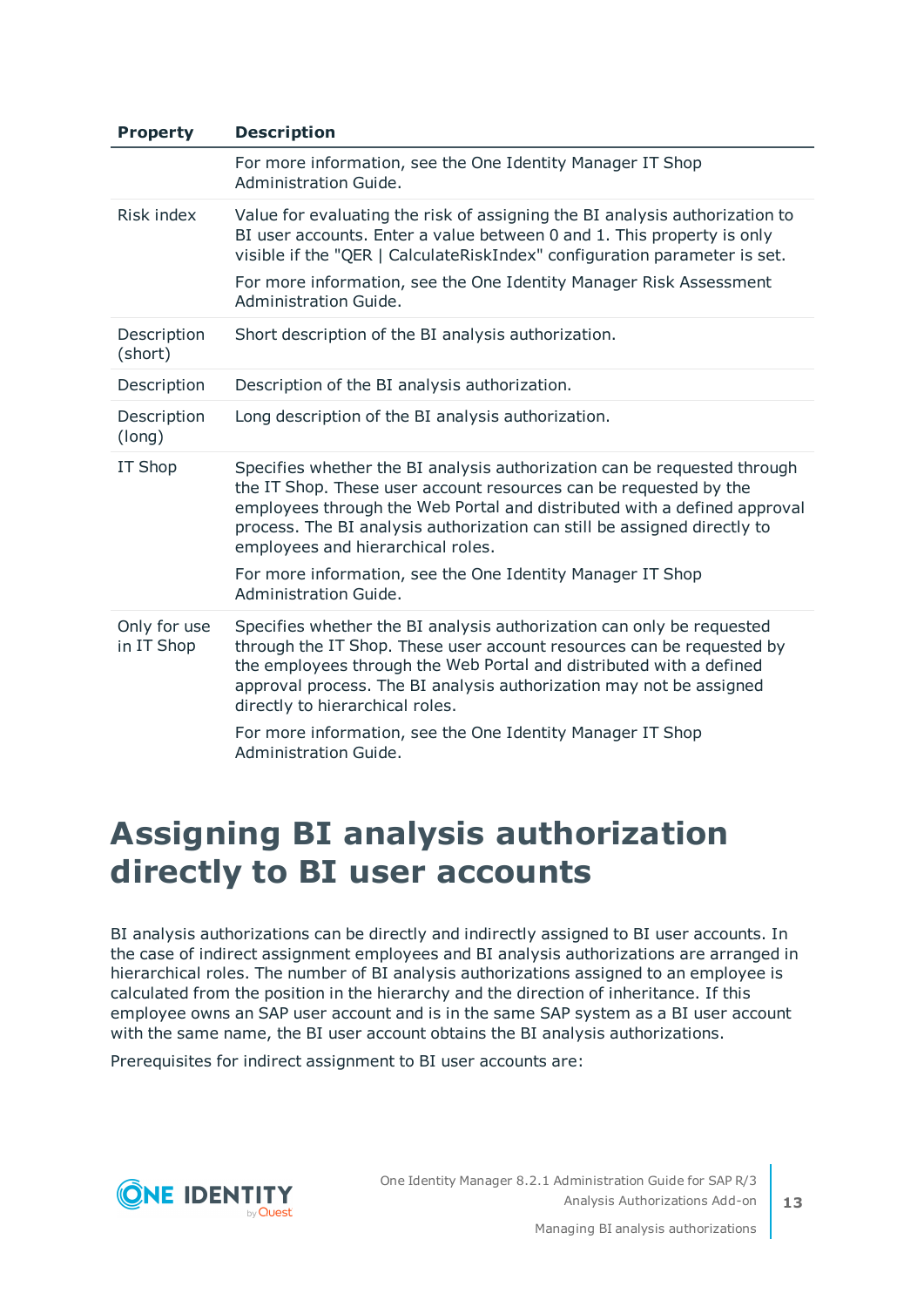| Property | Description |
| --- | --- |
| | For more information, see the One Identity Manager IT Shop Administration Guide. |
| Risk index | Value for evaluating the risk of assigning the BI analysis authorization to BI user accounts. Enter a value between 0 and 1. This property is only visible if the "QER \| CalculateRiskIndex" configuration parameter is set.<br><br>For more information, see the One Identity Manager Risk Assessment Administration Guide. |
| Description (short) | Short description of the BI analysis authorization. |
| Description | Description of the BI analysis authorization. |
| Description (long) | Long description of the BI analysis authorization. |
| IT Shop | Specifies whether the BI analysis authorization can be requested through the IT Shop. These user account resources can be requested by the employees through the Web Portal and distributed with a defined approval process. The BI analysis authorization can still be assigned directly to employees and hierarchical roles.<br><br>For more information, see the One Identity Manager IT Shop Administration Guide. |
| Only for use in IT Shop | Specifies whether the BI analysis authorization can only be requested through the IT Shop. These user account resources can be requested by the employees through the Web Portal and distributed with a defined approval process. The BI analysis authorization may not be assigned directly to hierarchical roles.<br><br>For more information, see the One Identity Manager IT Shop Administration Guide. |

# Assigning BI analysis authorization directly to BI user accounts

BI analysis authorizations can be directly and indirectly assigned to BI user accounts. In the case of indirect assignment employees and BI analysis authorizations are arranged in hierarchical roles. The number of BI analysis authorizations assigned to an employee is calculated from the position in the hierarchy and the direction of inheritance. If this employee owns an SAP user account and is in the same SAP system as a BI user account with the same name, the BI user account obtains the BI analysis authorizations.

Prerequisites for indirect assignment to BI user accounts are: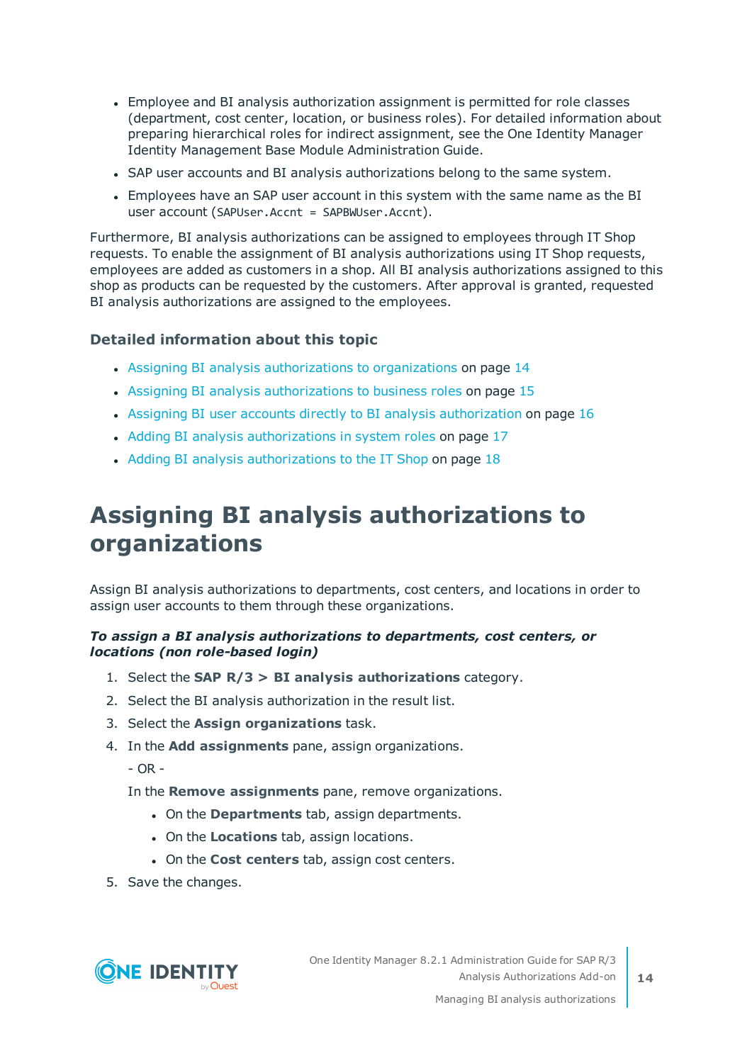- Employee and BI analysis authorization assignment is permitted for role classes (department, cost center, location, or business roles). For detailed information about preparing hierarchical roles for indirect assignment, see the One Identity Manager Identity Management Base Module Administration Guide.
- SAP user accounts and BI analysis authorizations belong to the same system.
- Employees have an SAP user account in this system with the same name as the BI user account (`SAPUser.Accnt = SAPBWUser.Accnt`).

Furthermore, BI analysis authorizations can be assigned to employees through IT Shop requests. To enable the assignment of BI analysis authorizations using IT Shop requests, employees are added as customers in a shop. All BI analysis authorizations assigned to this shop as products can be requested by the customers. After approval is granted, requested BI analysis authorizations are assigned to the employees.

### Detailed information about this topic

- Assigning BI analysis authorizations to organizations on page 14
- Assigning BI analysis authorizations to business roles on page 15
- Assigning BI user accounts directly to BI analysis authorization on page 16
- Adding BI analysis authorizations in system roles on page 17
- Adding BI analysis authorizations to the IT Shop on page 18

## Assigning BI analysis authorizations to organizations

Assign BI analysis authorizations to departments, cost centers, and locations in order to assign user accounts to them through these organizations.

***To assign a BI analysis authorizations to departments, cost centers, or locations (non role-based login)***

1. Select the **SAP R/3 > BI analysis authorizations** category.
2. Select the BI analysis authorization in the result list.
3. Select the **Assign organizations** task.
4. In the **Add assignments** pane, assign organizations.

   - OR -

   In the **Remove assignments** pane, remove organizations.

   - On the **Departments** tab, assign departments.
   - On the **Locations** tab, assign locations.
   - On the **Cost centers** tab, assign cost centers.
5. Save the changes.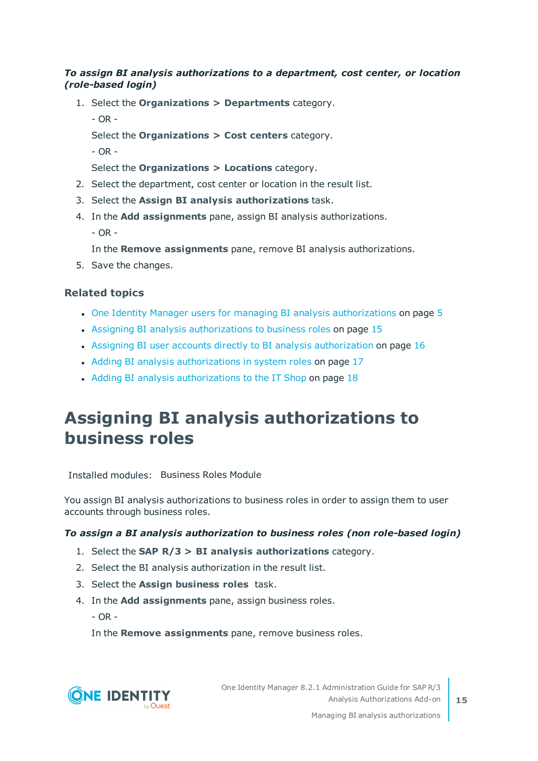***To assign BI analysis authorizations to a department, cost center, or location (role-based login)***

1. Select the **Organizations > Departments** category.

   - OR -

   Select the **Organizations > Cost centers** category.

   - OR -

   Select the **Organizations > Locations** category.
2. Select the department, cost center or location in the result list.
3. Select the **Assign BI analysis authorizations** task.
4. In the **Add assignments** pane, assign BI analysis authorizations.

   - OR -

   In the **Remove assignments** pane, remove BI analysis authorizations.
5. Save the changes.

### Related topics

- One Identity Manager users for managing BI analysis authorizations on page 5
- Assigning BI analysis authorizations to business roles on page 15
- Assigning BI user accounts directly to BI analysis authorization on page 16
- Adding BI analysis authorizations in system roles on page 17
- Adding BI analysis authorizations to the IT Shop on page 18

## Assigning BI analysis authorizations to business roles

Installed modules: Business Roles Module

You assign BI analysis authorizations to business roles in order to assign them to user accounts through business roles.

***To assign a BI analysis authorization to business roles (non role-based login)***

1. Select the **SAP R/3 > BI analysis authorizations** category.
2. Select the BI analysis authorization in the result list.
3. Select the **Assign business roles** task.
4. In the **Add assignments** pane, assign business roles.

   - OR -

   In the **Remove assignments** pane, remove business roles.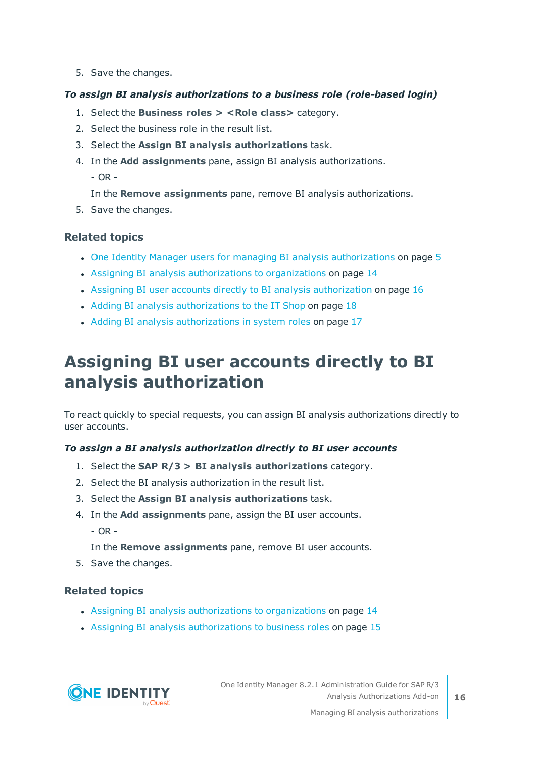5. Save the changes.

***To assign BI analysis authorizations to a business role (role-based login)***

1. Select the **Business roles > <Role class>** category.
2. Select the business role in the result list.
3. Select the **Assign BI analysis authorizations** task.
4. In the **Add assignments** pane, assign BI analysis authorizations.

   - OR -

   In the **Remove assignments** pane, remove BI analysis authorizations.
5. Save the changes.

### Related topics

- One Identity Manager users for managing BI analysis authorizations on page 5
- Assigning BI analysis authorizations to organizations on page 14
- Assigning BI user accounts directly to BI analysis authorization on page 16
- Adding BI analysis authorizations to the IT Shop on page 18
- Adding BI analysis authorizations in system roles on page 17

# Assigning BI user accounts directly to BI analysis authorization

To react quickly to special requests, you can assign BI analysis authorizations directly to user accounts.

***To assign a BI analysis authorization directly to BI user accounts***

1. Select the **SAP R/3 > BI analysis authorizations** category.
2. Select the BI analysis authorization in the result list.
3. Select the **Assign BI analysis authorizations** task.
4. In the **Add assignments** pane, assign the BI user accounts.

   - OR -

   In the **Remove assignments** pane, remove BI user accounts.
5. Save the changes.

### Related topics

- Assigning BI analysis authorizations to organizations on page 14
- Assigning BI analysis authorizations to business roles on page 15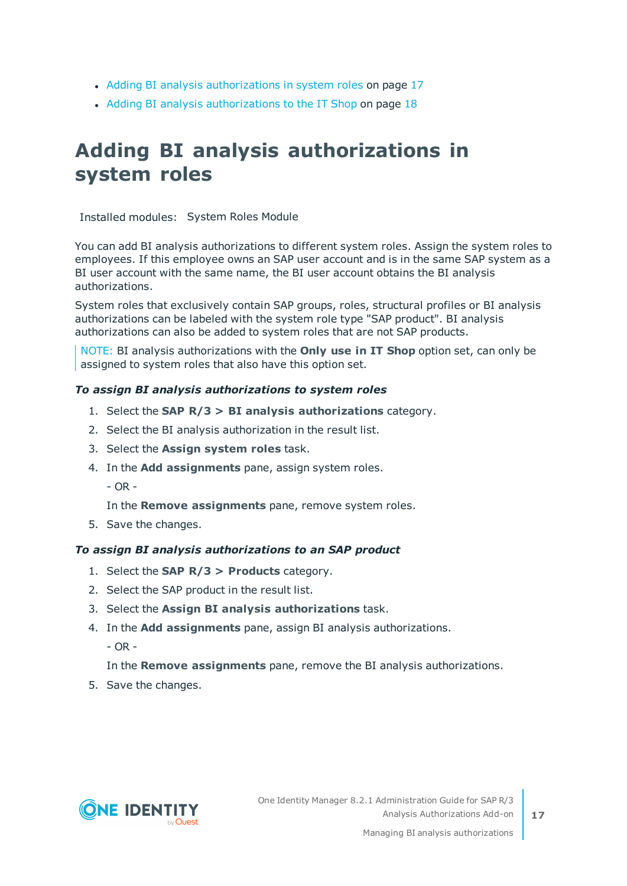- Adding BI analysis authorizations in system roles on page 17
- Adding BI analysis authorizations to the IT Shop on page 18

# Adding BI analysis authorizations in system roles

Installed modules: System Roles Module

You can add BI analysis authorizations to different system roles. Assign the system roles to employees. If this employee owns an SAP user account and is in the same SAP system as a BI user account with the same name, the BI user account obtains the BI analysis authorizations.

System roles that exclusively contain SAP groups, roles, structural profiles or BI analysis authorizations can be labeled with the system role type "SAP product". BI analysis authorizations can also be added to system roles that are not SAP products.

> NOTE: BI analysis authorizations with the **Only use in IT Shop** option set, can only be assigned to system roles that also have this option set.

***To assign BI analysis authorizations to system roles***

1. Select the **SAP R/3 > BI analysis authorizations** category.
2. Select the BI analysis authorization in the result list.
3. Select the **Assign system roles** task.
4. In the **Add assignments** pane, assign system roles.

   - OR -

   In the **Remove assignments** pane, remove system roles.
5. Save the changes.

***To assign BI analysis authorizations to an SAP product***

1. Select the **SAP R/3 > Products** category.
2. Select the SAP product in the result list.
3. Select the **Assign BI analysis authorizations** task.
4. In the **Add assignments** pane, assign BI analysis authorizations.

   - OR -

   In the **Remove assignments** pane, remove the BI analysis authorizations.
5. Save the changes.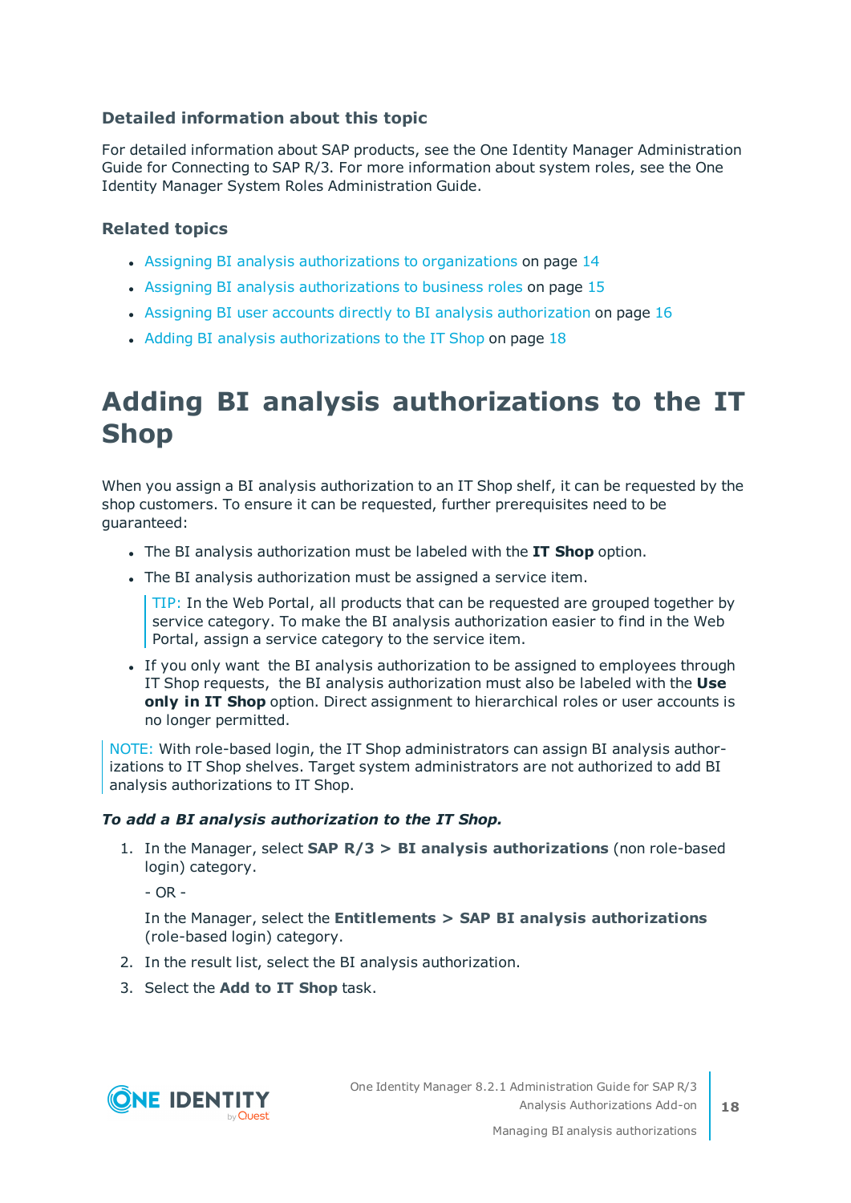### Detailed information about this topic

For detailed information about SAP products, see the One Identity Manager Administration Guide for Connecting to SAP R/3. For more information about system roles, see the One Identity Manager System Roles Administration Guide.

### Related topics

- Assigning BI analysis authorizations to organizations on page 14
- Assigning BI analysis authorizations to business roles on page 15
- Assigning BI user accounts directly to BI analysis authorization on page 16
- Adding BI analysis authorizations to the IT Shop on page 18

# Adding BI analysis authorizations to the IT Shop

When you assign a BI analysis authorization to an IT Shop shelf, it can be requested by the shop customers. To ensure it can be requested, further prerequisites need to be guaranteed:

- The BI analysis authorization must be labeled with the **IT Shop** option.
- The BI analysis authorization must be assigned a service item.

  TIP: In the Web Portal, all products that can be requested are grouped together by service category. To make the BI analysis authorization easier to find in the Web Portal, assign a service category to the service item.

- If you only want the BI analysis authorization to be assigned to employees through IT Shop requests, the BI analysis authorization must also be labeled with the **Use only in IT Shop** option. Direct assignment to hierarchical roles or user accounts is no longer permitted.

NOTE: With role-based login, the IT Shop administrators can assign BI analysis authorizations to IT Shop shelves. Target system administrators are not authorized to add BI analysis authorizations to IT Shop.

***To add a BI analysis authorization to the IT Shop.***

1. In the Manager, select **SAP R/3 > BI analysis authorizations** (non role-based login) category.

   - OR -

   In the Manager, select the **Entitlements > SAP BI analysis authorizations** (role-based login) category.

2. In the result list, select the BI analysis authorization.
3. Select the **Add to IT Shop** task.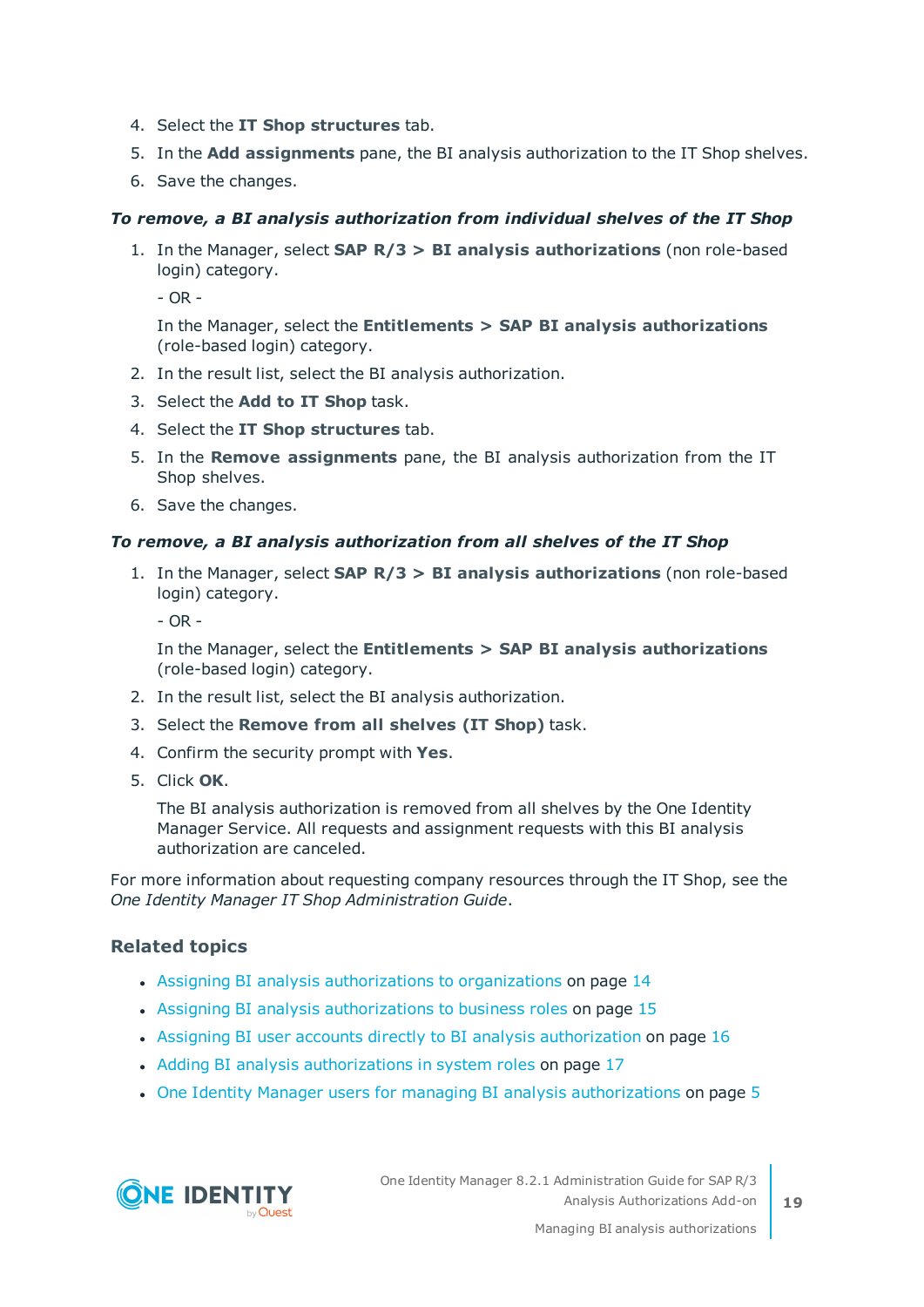4. Select the **IT Shop structures** tab.
5. In the **Add assignments** pane, the BI analysis authorization to the IT Shop shelves.
6. Save the changes.

***To remove, a BI analysis authorization from individual shelves of the IT Shop***

1. In the Manager, select **SAP R/3 > BI analysis authorizations** (non role-based login) category.

   - OR -

   In the Manager, select the **Entitlements > SAP BI analysis authorizations** (role-based login) category.
2. In the result list, select the BI analysis authorization.
3. Select the **Add to IT Shop** task.
4. Select the **IT Shop structures** tab.
5. In the **Remove assignments** pane, the BI analysis authorization from the IT Shop shelves.
6. Save the changes.

***To remove, a BI analysis authorization from all shelves of the IT Shop***

1. In the Manager, select **SAP R/3 > BI analysis authorizations** (non role-based login) category.

   - OR -

   In the Manager, select the **Entitlements > SAP BI analysis authorizations** (role-based login) category.
2. In the result list, select the BI analysis authorization.
3. Select the **Remove from all shelves (IT Shop)** task.
4. Confirm the security prompt with **Yes**.
5. Click **OK**.

   The BI analysis authorization is removed from all shelves by the One Identity Manager Service. All requests and assignment requests with this BI analysis authorization are canceled.

For more information about requesting company resources through the IT Shop, see the *One Identity Manager IT Shop Administration Guide*.

## Related topics

- Assigning BI analysis authorizations to organizations on page 14
- Assigning BI analysis authorizations to business roles on page 15
- Assigning BI user accounts directly to BI analysis authorization on page 16
- Adding BI analysis authorizations in system roles on page 17
- One Identity Manager users for managing BI analysis authorizations on page 5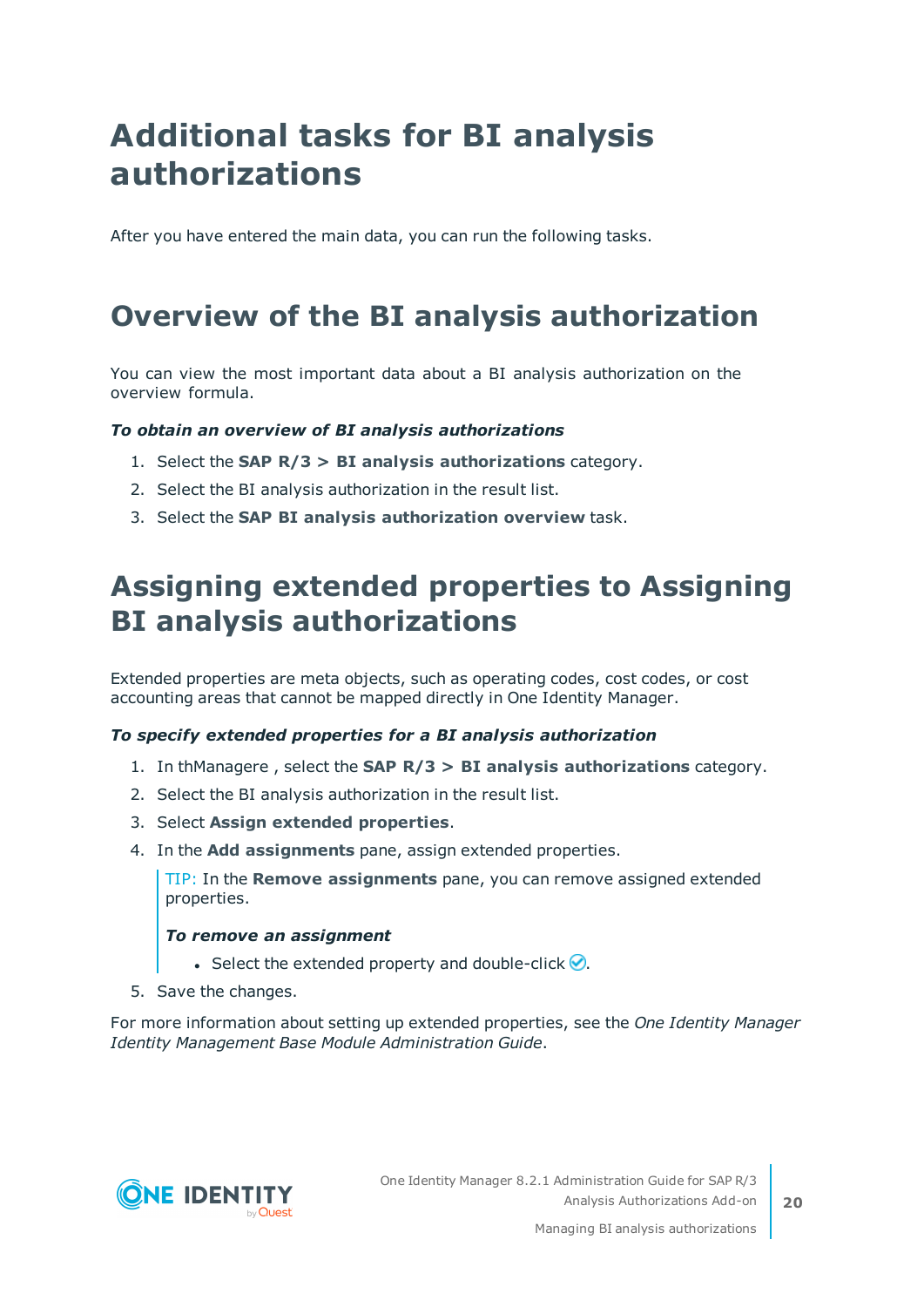# Additional tasks for BI analysis authorizations

After you have entered the main data, you can run the following tasks.

## Overview of the BI analysis authorization

You can view the most important data about a BI analysis authorization on the overview formula.

***To obtain an overview of BI analysis authorizations***

1. Select the **SAP R/3 > BI analysis authorizations** category.
2. Select the BI analysis authorization in the result list.
3. Select the **SAP BI analysis authorization overview** task.

## Assigning extended properties to Assigning BI analysis authorizations

Extended properties are meta objects, such as operating codes, cost codes, or cost accounting areas that cannot be mapped directly in One Identity Manager.

***To specify extended properties for a BI analysis authorization***

1. In thManagere , select the **SAP R/3 > BI analysis authorizations** category.
2. Select the BI analysis authorization in the result list.
3. Select **Assign extended properties**.
4. In the **Add assignments** pane, assign extended properties.

   TIP: In the **Remove assignments** pane, you can remove assigned extended properties.

   ***To remove an assignment***

   - Select the extended property and double-click ✅.
5. Save the changes.

For more information about setting up extended properties, see the *One Identity Manager Identity Management Base Module Administration Guide*.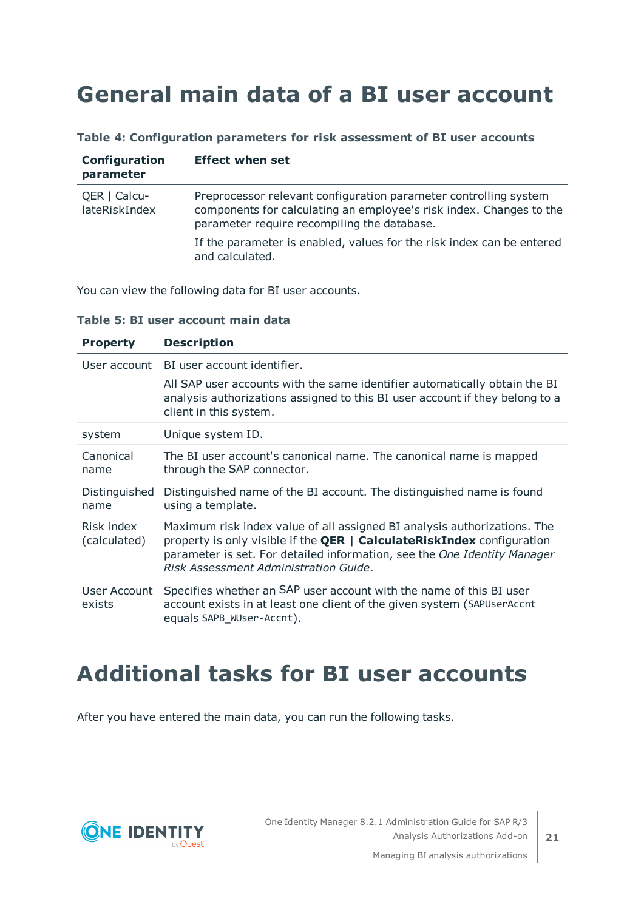# General main data of a BI user account

**Table 4: Configuration parameters for risk assessment of BI user accounts**

| Configuration parameter | Effect when set |
|---|---|
| QER \| CalculateRiskIndex | Preprocessor relevant configuration parameter controlling system components for calculating an employee's risk index. Changes to the parameter require recompiling the database.<br><br>If the parameter is enabled, values for the risk index can be entered and calculated. |

You can view the following data for BI user accounts.

**Table 5: BI user account main data**

| Property | Description |
|---|---|
| User account | BI user account identifier.<br><br>All SAP user accounts with the same identifier automatically obtain the BI analysis authorizations assigned to this BI user account if they belong to a client in this system. |
| system | Unique system ID. |
| Canonical name | The BI user account's canonical name. The canonical name is mapped through the SAP connector. |
| Distinguished name | Distinguished name of the BI account. The distinguished name is found using a template. |
| Risk index (calculated) | Maximum risk index value of all assigned BI analysis authorizations. The property is only visible if the **QER \| CalculateRiskIndex** configuration parameter is set. For detailed information, see the *One Identity Manager Risk Assessment Administration Guide*. |
| User Account exists | Specifies whether an SAP user account with the name of this BI user account exists in at least one client of the given system (`SAPUserAccnt` equals `SAPB_WUser-Accnt`). |

# Additional tasks for BI user accounts

After you have entered the main data, you can run the following tasks.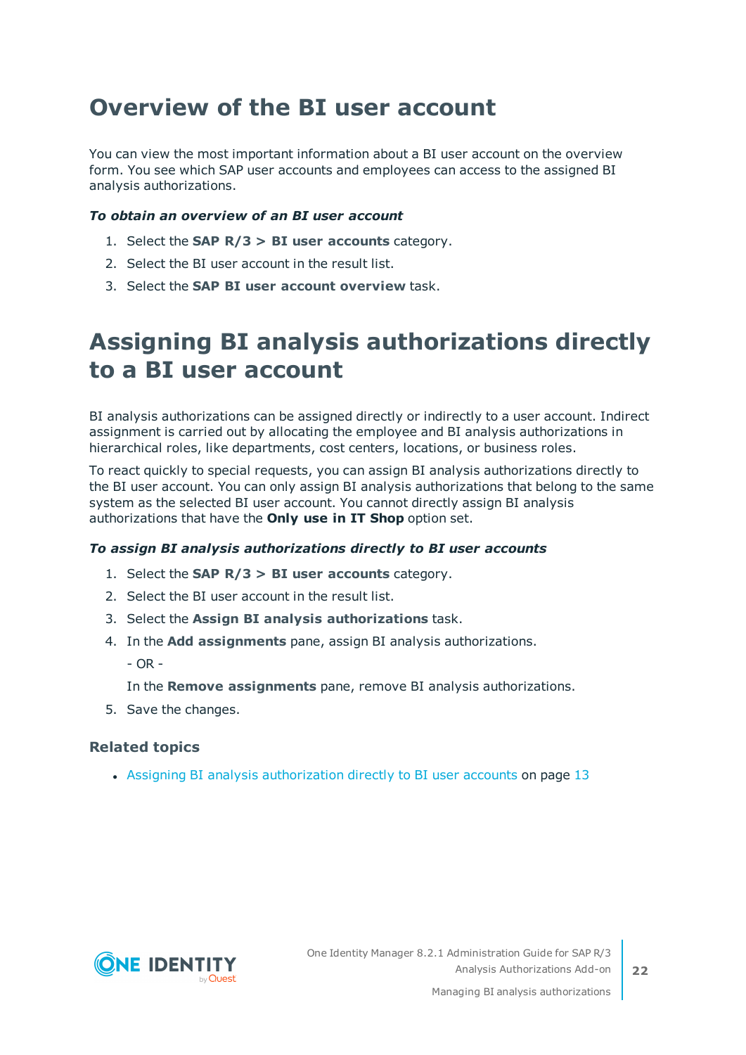# Overview of the BI user account

You can view the most important information about a BI user account on the overview form. You see which SAP user accounts and employees can access to the assigned BI analysis authorizations.

***To obtain an overview of an BI user account***

1. Select the **SAP R/3 > BI user accounts** category.
2. Select the BI user account in the result list.
3. Select the **SAP BI user account overview** task.

# Assigning BI analysis authorizations directly to a BI user account

BI analysis authorizations can be assigned directly or indirectly to a user account. Indirect assignment is carried out by allocating the employee and BI analysis authorizations in hierarchical roles, like departments, cost centers, locations, or business roles.

To react quickly to special requests, you can assign BI analysis authorizations directly to the BI user account. You can only assign BI analysis authorizations that belong to the same system as the selected BI user account. You cannot directly assign BI analysis authorizations that have the **Only use in IT Shop** option set.

***To assign BI analysis authorizations directly to BI user accounts***

1. Select the **SAP R/3 > BI user accounts** category.
2. Select the BI user account in the result list.
3. Select the **Assign BI analysis authorizations** task.
4. In the **Add assignments** pane, assign BI analysis authorizations.

   - OR -

   In the **Remove assignments** pane, remove BI analysis authorizations.
5. Save the changes.

### Related topics

- Assigning BI analysis authorization directly to BI user accounts on page 13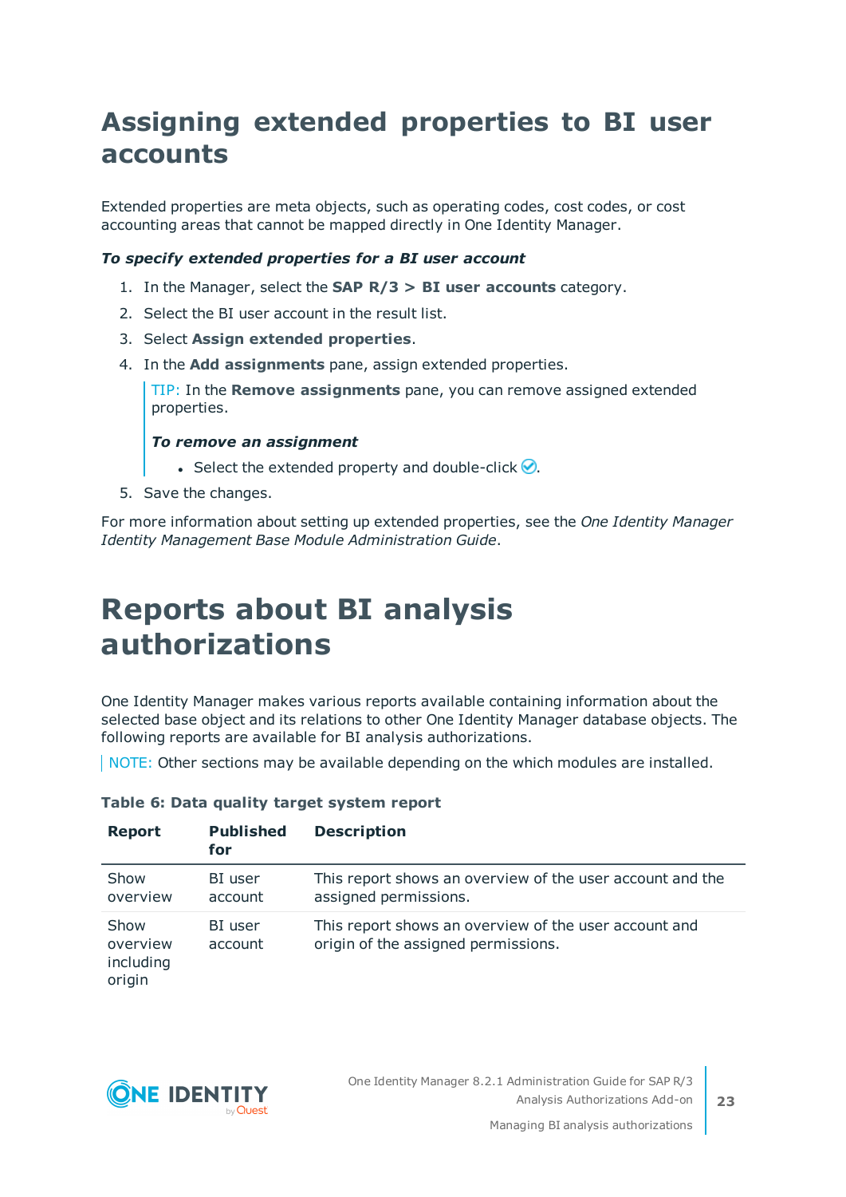# Assigning extended properties to BI user accounts

Extended properties are meta objects, such as operating codes, cost codes, or cost accounting areas that cannot be mapped directly in One Identity Manager.

***To specify extended properties for a BI user account***

1. In the Manager, select the **SAP R/3 > BI user accounts** category.
2. Select the BI user account in the result list.
3. Select **Assign extended properties**.
4. In the **Add assignments** pane, assign extended properties.

   TIP: In the **Remove assignments** pane, you can remove assigned extended properties.

   ***To remove an assignment***

   - Select the extended property and double-click ✅.
5. Save the changes.

For more information about setting up extended properties, see the *One Identity Manager Identity Management Base Module Administration Guide*.

# Reports about BI analysis authorizations

One Identity Manager makes various reports available containing information about the selected base object and its relations to other One Identity Manager database objects. The following reports are available for BI analysis authorizations.

NOTE: Other sections may be available depending on the which modules are installed.

**Table 6: Data quality target system report**

| Report | Published for | Description |
|---|---|---|
| Show overview | BI user account | This report shows an overview of the user account and the assigned permissions. |
| Show overview including origin | BI user account | This report shows an overview of the user account and origin of the assigned permissions. |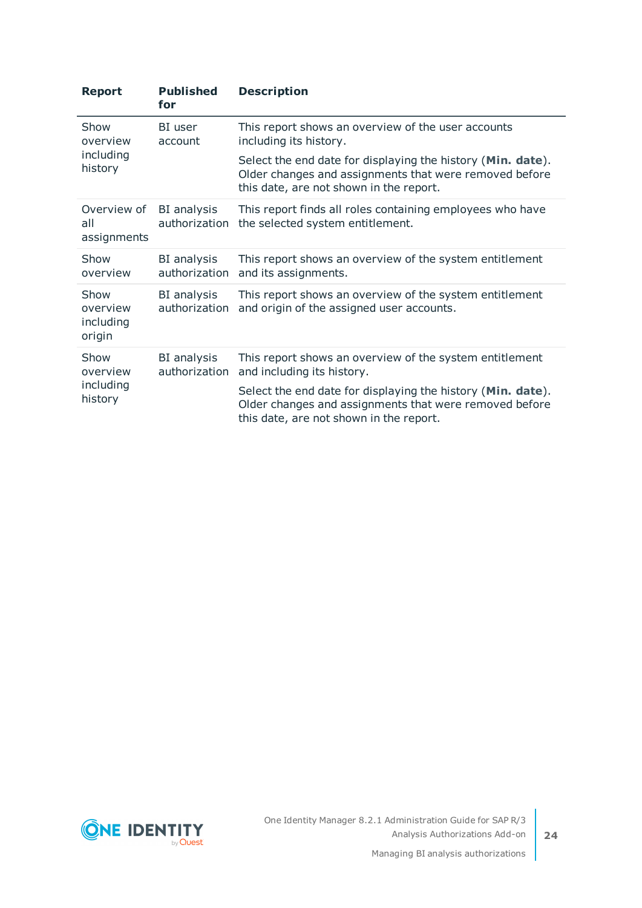| Report | Published for | Description |
| --- | --- | --- |
| Show overview including history | BI user account | This report shows an overview of the user accounts including its history.<br><br>Select the end date for displaying the history (**Min. date**). Older changes and assignments that were removed before this date, are not shown in the report. |
| Overview of all assignments | BI analysis authorization | This report finds all roles containing employees who have the selected system entitlement. |
| Show overview | BI analysis authorization | This report shows an overview of the system entitlement and its assignments. |
| Show overview including origin | BI analysis authorization | This report shows an overview of the system entitlement and origin of the assigned user accounts. |
| Show overview including history | BI analysis authorization | This report shows an overview of the system entitlement and including its history.<br><br>Select the end date for displaying the history (**Min. date**). Older changes and assignments that were removed before this date, are not shown in the report. |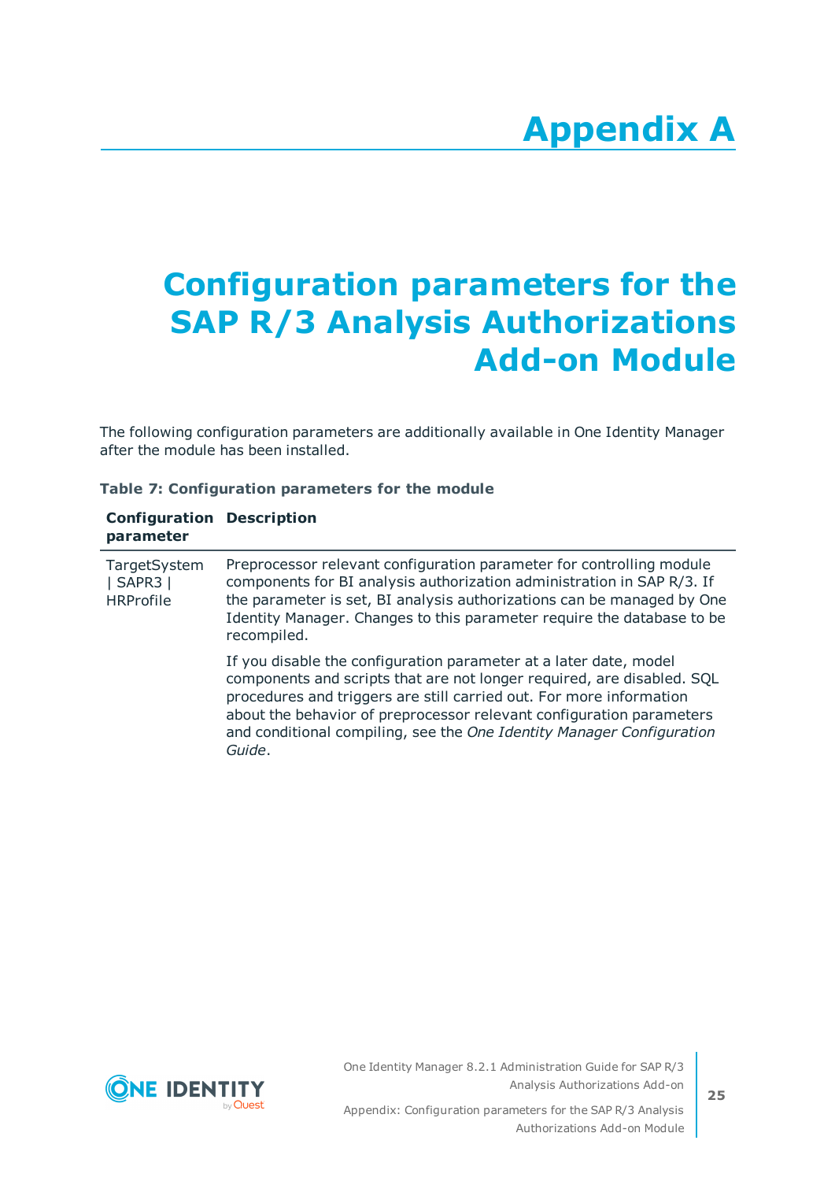# Appendix A

# Configuration parameters for the SAP R/3 Analysis Authorizations Add-on Module

The following configuration parameters are additionally available in One Identity Manager after the module has been installed.

**Table 7: Configuration parameters for the module**

| Configuration parameter | Description |
|---|---|
| TargetSystem \| SAPR3 \| HRProfile | Preprocessor relevant configuration parameter for controlling module components for BI analysis authorization administration in SAP R/3. If the parameter is set, BI analysis authorizations can be managed by One Identity Manager. Changes to this parameter require the database to be recompiled.<br><br>If you disable the configuration parameter at a later date, model components and scripts that are not longer required, are disabled. SQL procedures and triggers are still carried out. For more information about the behavior of preprocessor relevant configuration parameters and conditional compiling, see the *One Identity Manager Configuration Guide*. |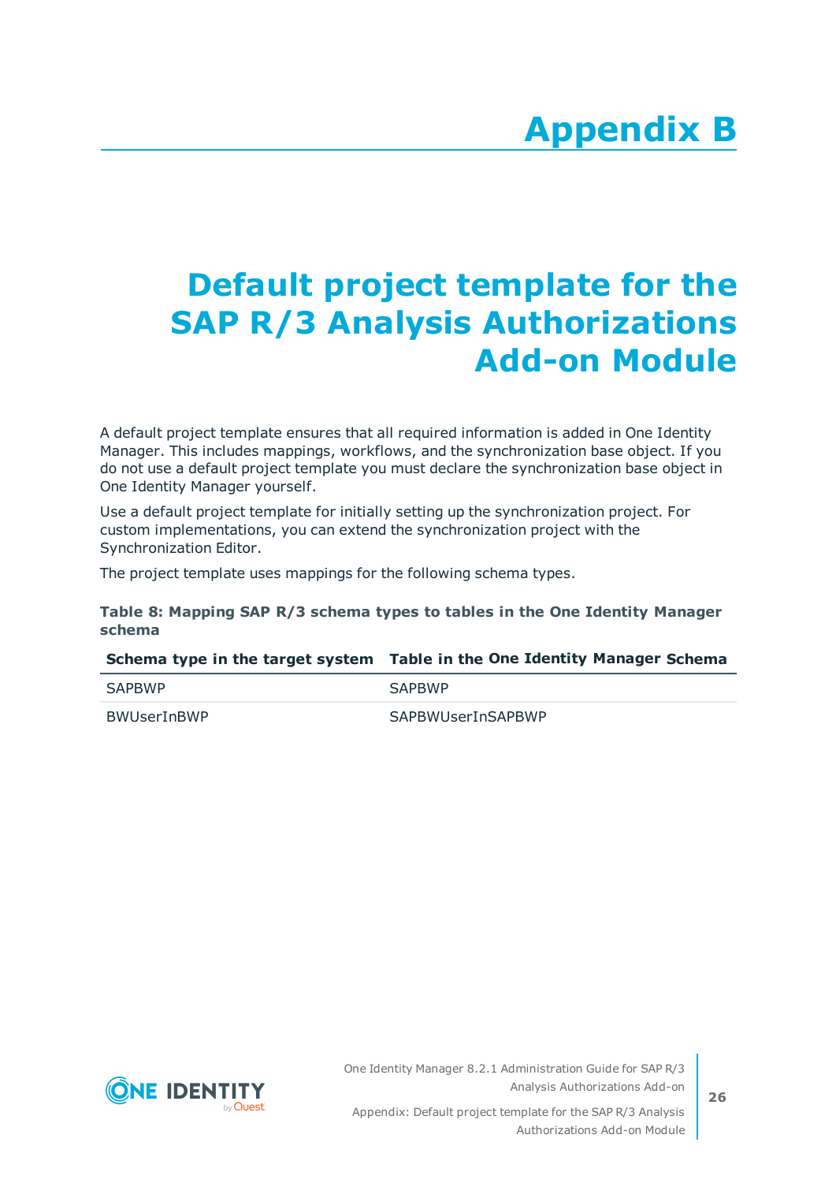# Appendix B

# Default project template for the SAP R/3 Analysis Authorizations Add-on Module

A default project template ensures that all required information is added in One Identity Manager. This includes mappings, workflows, and the synchronization base object. If you do not use a default project template you must declare the synchronization base object in One Identity Manager yourself.

Use a default project template for initially setting up the synchronization project. For custom implementations, you can extend the synchronization project with the Synchronization Editor.

The project template uses mappings for the following schema types.

**Table 8: Mapping SAP R/3 schema types to tables in the One Identity Manager schema**

| Schema type in the target system | Table in the One Identity Manager Schema |
|---|---|
| SAPBWP | SAPBWP |
| BWUserInBWP | SAPBWUserInSAPBWP |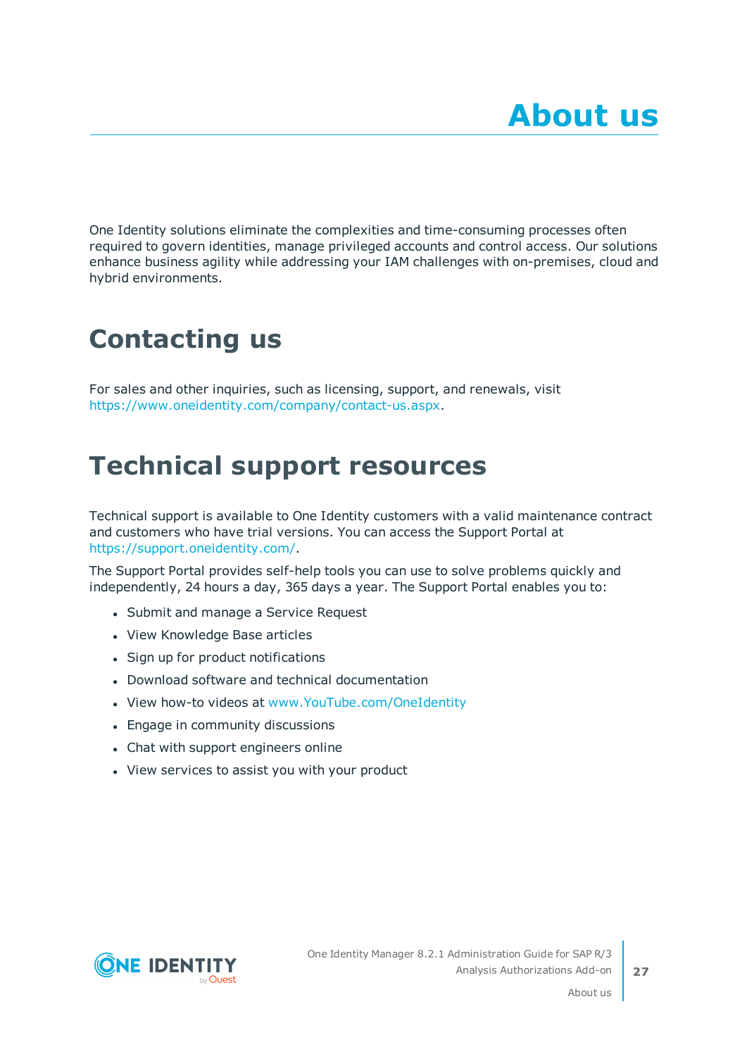# About us

One Identity solutions eliminate the complexities and time-consuming processes often required to govern identities, manage privileged accounts and control access. Our solutions enhance business agility while addressing your IAM challenges with on-premises, cloud and hybrid environments.

## Contacting us

For sales and other inquiries, such as licensing, support, and renewals, visit https://www.oneidentity.com/company/contact-us.aspx.

## Technical support resources

Technical support is available to One Identity customers with a valid maintenance contract and customers who have trial versions. You can access the Support Portal at https://support.oneidentity.com/.

The Support Portal provides self-help tools you can use to solve problems quickly and independently, 24 hours a day, 365 days a year. The Support Portal enables you to:

- Submit and manage a Service Request
- View Knowledge Base articles
- Sign up for product notifications
- Download software and technical documentation
- View how-to videos at www.YouTube.com/OneIdentity
- Engage in community discussions
- Chat with support engineers online
- View services to assist you with your product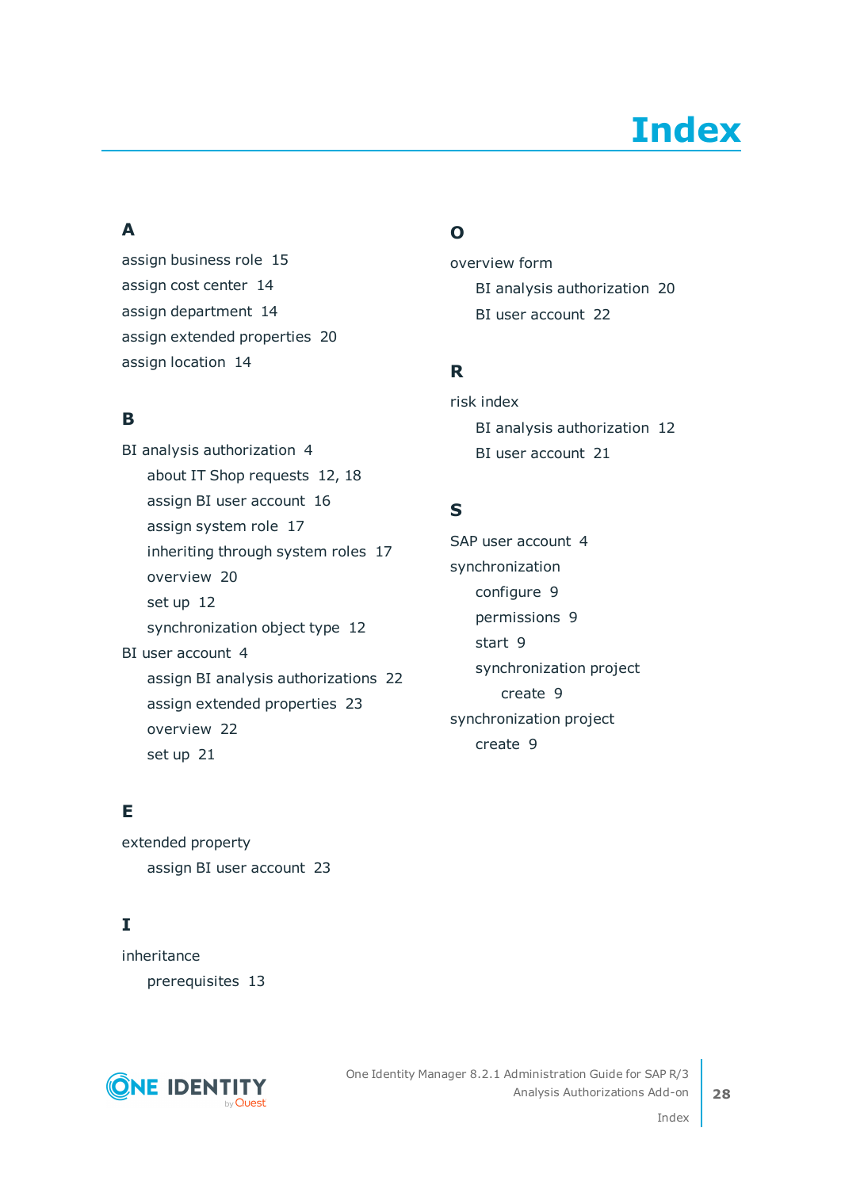# Index

## A

assign business role 15
assign cost center 14
assign department 14
assign extended properties 20
assign location 14

## B

BI analysis authorization 4
- about IT Shop requests 12, 18
- assign BI user account 16
- assign system role 17
- inheriting through system roles 17
- overview 20
- set up 12
- synchronization object type 12

BI user account 4
- assign BI analysis authorizations 22
- assign extended properties 23
- overview 22
- set up 21

## E

extended property
- assign BI user account 23

## I

inheritance
- prerequisites 13

## O

overview form
- BI analysis authorization 20
- BI user account 22

## R

risk index
- BI analysis authorization 12
- BI user account 21

## S

SAP user account 4
synchronization
- configure 9
- permissions 9
- start 9
- synchronization project
  - create 9

synchronization project
- create 9